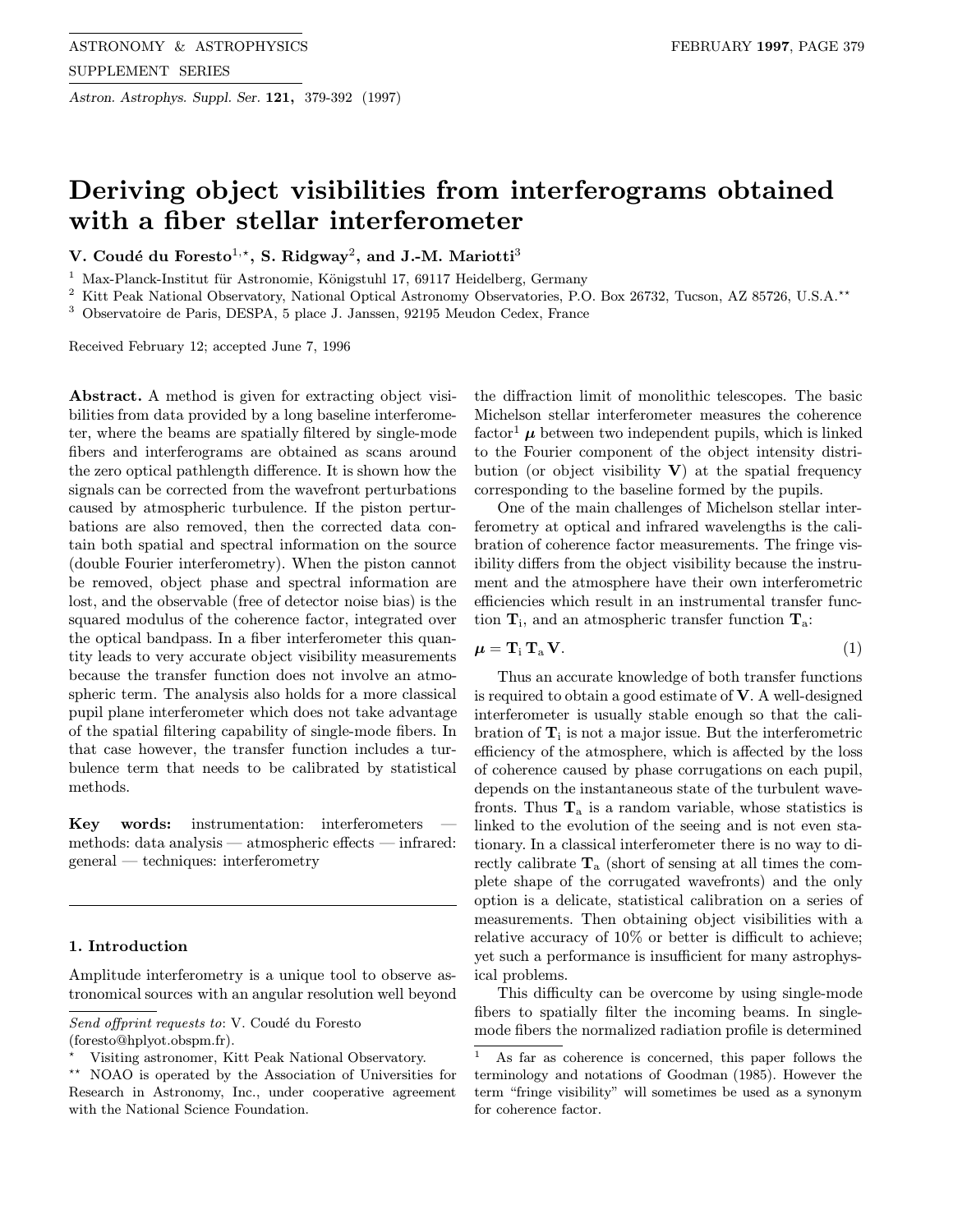# Deriving object visibilities from interferograms obtained with a fiber stellar interferometer

**V. Coudé du Foresto**[1,⋆], **S. Ridgway**[2], **and J.-M. Mariotti**[3]

[1] Max-Planck-Institut für Astronomie, Königstuhl 17, 69117 Heidelberg, Germany

[2] Kitt Peak National Observatory, National Optical Astronomy Observatories, P.O. Box 26732, Tucson, AZ 85726, U.S.A.[⋆⋆]

[3] Observatoire de Paris, DESPA, 5 place J. Janssen, 92195 Meudon Cedex, France

Received February 12; accepted June 7, 1996

**Abstract.** A method is given for extracting object visibilities from data provided by a long baseline interferometer, where the beams are spatially filtered by single-mode fibers and interferograms are obtained as scans around the zero optical pathlength difference. It is shown how the signals can be corrected from the wavefront perturbations caused by atmospheric turbulence. If the piston perturbations are also removed, then the corrected data contain both spatial and spectral information on the source (double Fourier interferometry). When the piston cannot be removed, object phase and spectral information are lost, and the observable (free of detector noise bias) is the squared modulus of the coherence factor, integrated over the optical bandpass. In a fiber interferometer this quantity leads to very accurate object visibility measurements because the transfer function does not involve an atmospheric term. The analysis also holds for a more classical pupil plane interferometer which does not take advantage of the spatial filtering capability of single-mode fibers. In that case however, the transfer function includes a turbulence term that needs to be calibrated by statistical methods.

**Key words:** instrumentation: interferometers — methods: data analysis — atmospheric effects — infrared: general — techniques: interferometry

## 1. Introduction

Amplitude interferometry is a unique tool to observe astronomical sources with an angular resolution well beyond the diffraction limit of monolithic telescopes. The basic Michelson stellar interferometer measures the coherence factor[1] $\boldsymbol{\mu}$ between two independent pupils, which is linked to the Fourier component of the object intensity distribution (or object visibility $\mathbf{V}$) at the spatial frequency corresponding to the baseline formed by the pupils.

One of the main challenges of Michelson stellar interferometry at optical and infrared wavelengths is the calibration of coherence factor measurements. The fringe visibility differs from the object visibility because the instrument and the atmosphere have their own interferometric efficiencies which result in an instrumental transfer function $\mathbf{T}_\mathrm{i}$, and an atmospheric transfer function $\mathbf{T}_\mathrm{a}$:

$$\boldsymbol{\mu} = \mathbf{T}_\mathrm{i}\,\mathbf{T}_\mathrm{a}\,\mathbf{V}. \tag{1}$$

Thus an accurate knowledge of both transfer functions is required to obtain a good estimate of $\mathbf{V}$. A well-designed interferometer is usually stable enough so that the calibration of $\mathbf{T}_\mathrm{i}$ is not a major issue. But the interferometric efficiency of the atmosphere, which is affected by the loss of coherence caused by phase corrugations on each pupil, depends on the instantaneous state of the turbulent wavefronts. Thus $\mathbf{T}_\mathrm{a}$ is a random variable, whose statistics is linked to the evolution of the seeing and is not even stationary. In a classical interferometer there is no way to directly calibrate $\mathbf{T}_\mathrm{a}$ (short of sensing at all times the complete shape of the corrugated wavefronts) and the only option is a delicate, statistical calibration on a series of measurements. Then obtaining object visibilities with a relative accuracy of 10% or better is difficult to achieve; yet such a performance is insufficient for many astrophysical problems.

This difficulty can be overcome by using single-mode fibers to spatially filter the incoming beams. In single-mode fibers the normalized radiation profile is determined

*Send offprint requests to*: V. Coudé du Foresto (foresto@hplyot.obspm.fr).

⋆ Visiting astronomer, Kitt Peak National Observatory.

⋆⋆ NOAO is operated by the Association of Universities for Research in Astronomy, Inc., under cooperative agreement with the National Science Foundation.

[1] As far as coherence is concerned, this paper follows the terminology and notations of Goodman (1985). However the term "fringe visibility" will sometimes be used as a synonym for coherence factor.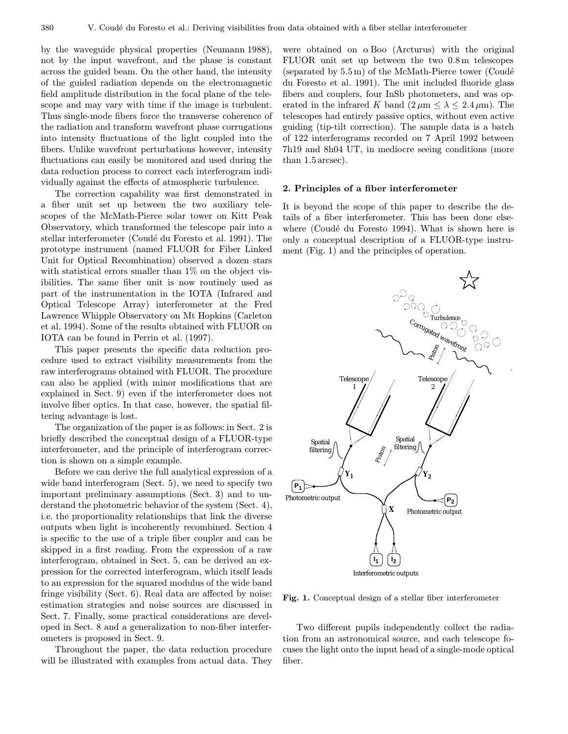by the waveguide physical properties (Neumann 1988), not by the input wavefront, and the phase is constant across the guided beam. On the other hand, the intensity of the guided radiation depends on the electromagnetic field amplitude distribution in the focal plane of the telescope and may vary with time if the image is turbulent. Thus single-mode fibers force the transverse coherence of the radiation and transform wavefront phase corrugations into intensity fluctuations of the light coupled into the fibers. Unlike wavefront perturbations however, intensity fluctuations can easily be monitored and used during the data reduction process to correct each interferogram individually against the effects of atmospheric turbulence.

The correction capability was first demonstrated in a fiber unit set up between the two auxiliary telescopes of the McMath-Pierce solar tower on Kitt Peak Observatory, which transformed the telescope pair into a stellar interferometer (Coudé du Foresto et al. 1991). The prototype instrument (named FLUOR for Fiber Linked Unit for Optical Recombination) observed a dozen stars with statistical errors smaller than 1% on the object visibilities. The same fiber unit is now routinely used as part of the instrumentation in the IOTA (Infrared and Optical Telescope Array) interferometer at the Fred Lawrence Whipple Observatory on Mt Hopkins (Carleton et al. 1994). Some of the results obtained with FLUOR on IOTA can be found in Perrin et al. (1997).

This paper presents the specific data reduction procedure used to extract visibility measurements from the raw interferograms obtained with FLUOR. The procedure can also be applied (with minor modifications that are explained in Sect. 9) even if the interferometer does not involve fiber optics. In that case, however, the spatial filtering advantage is lost.

The organization of the paper is as follows: in Sect. 2 is briefly described the conceptual design of a FLUOR-type interferometer, and the principle of interferogram correction is shown on a simple example.

Before we can derive the full analytical expression of a wide band interferogram (Sect. 5), we need to specify two important preliminary assumptions (Sect. 3) and to understand the photometric behavior of the system (Sect. 4), i.e. the proportionality relationships that link the diverse outputs when light is incoherently recombined. Section 4 is specific to the use of a triple fiber coupler and can be skipped in a first reading. From the expression of a raw interferogram, obtained in Sect. 5, can be derived an expression for the corrected interferogram, which itself leads to an expression for the squared modulus of the wide band fringe visibility (Sect. 6). Real data are affected by noise: estimation strategies and noise sources are discussed in Sect. 7. Finally, some practical considerations are developed in Sect. 8 and a generalization to non-fiber interferometers is proposed in Sect. 9.

Throughout the paper, the data reduction procedure will be illustrated with examples from actual data. They were obtained on $\alpha$ Boo (Arcturus) with the original FLUOR unit set up between the two 0.8 m telescopes (separated by 5.5 m) of the McMath-Pierce tower (Coudé du Foresto et al. 1991). The unit included fluoride glass fibers and couplers, four InSb photometers, and was operated in the infrared $K$ band ($2\,\mu\mathrm{m} \leq \lambda \leq 2.4\,\mu\mathrm{m}$). The telescopes had entirely passive optics, without even active guiding (tip-tilt correction). The sample data is a batch of 122 interferograms recorded on 7 April 1992 between 7h19 and 8h04 UT, in mediocre seeing conditions (more than 1.5 arcsec).

## 2. Principles of a fiber interferometer

It is beyond the scope of this paper to describe the details of a fiber interferometer. This has been done elsewhere (Coudé du Foresto 1994). What is shown here is only a conceptual description of a FLUOR-type instrument (Fig. 1) and the principles of operation.

**Fig. 1.** Conceptual design of a stellar fiber interferometer

Two different pupils independently collect the radiation from an astronomical source, and each telescope focuses the light onto the input head of a single-mode optical fiber.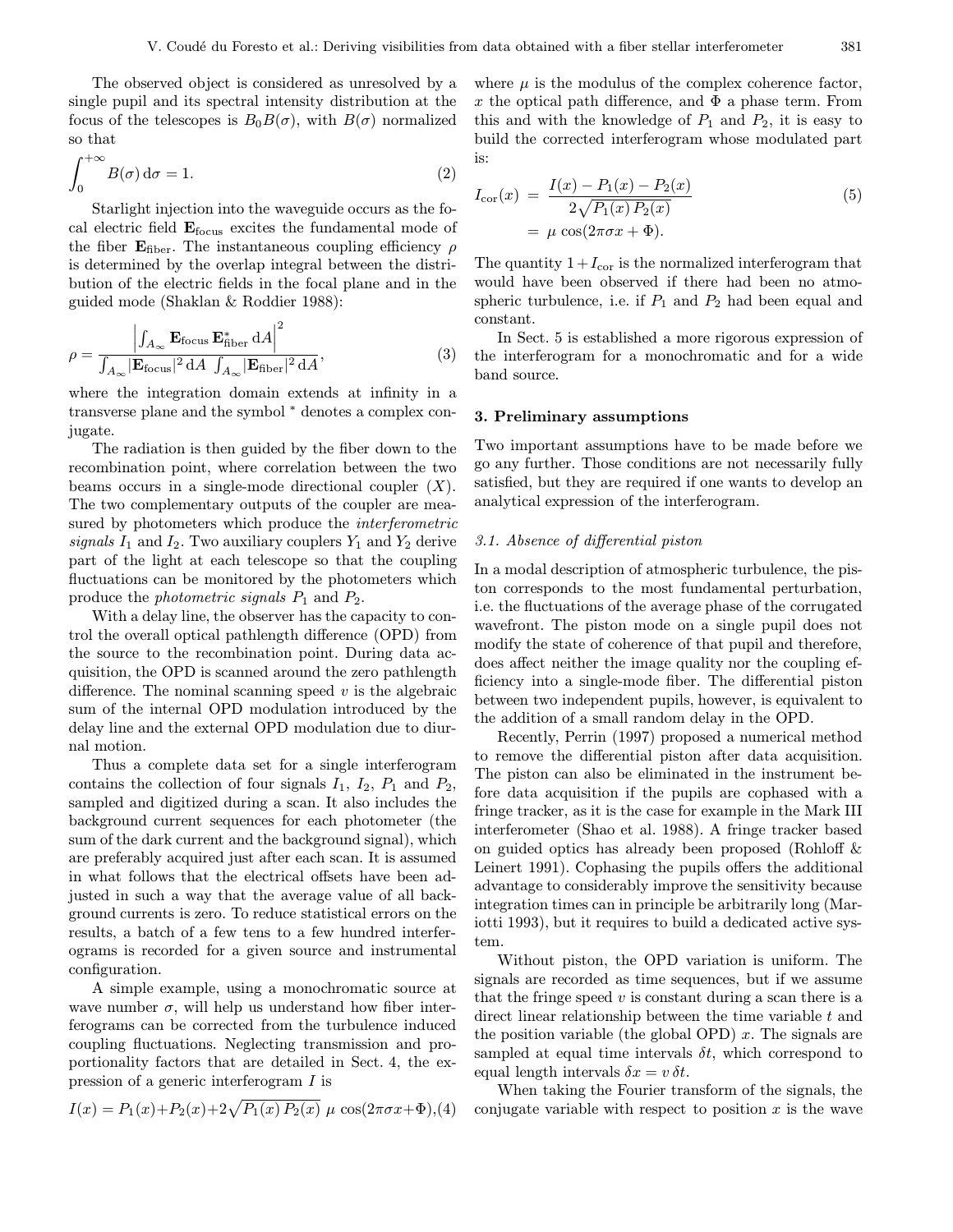The observed object is considered as unresolved by a single pupil and its spectral intensity distribution at the focus of the telescopes is $B_0 B(\sigma)$, with $B(\sigma)$ normalized so that

$$\int_0^{+\infty} B(\sigma)\,\mathrm{d}\sigma = 1. \tag{2}$$

Starlight injection into the waveguide occurs as the focal electric field $\mathbf{E}_{\rm focus}$ excites the fundamental mode of the fiber $\mathbf{E}_{\rm fiber}$. The instantaneous coupling efficiency $\rho$ is determined by the overlap integral between the distribution of the electric fields in the focal plane and in the guided mode (Shaklan & Roddier 1988):

$$\rho = \frac{\left|\int_{A_\infty} \mathbf{E}_{\rm focus}\,\mathbf{E}^*_{\rm fiber}\,\mathrm{d}A\right|^2}{\int_{A_\infty}|\mathbf{E}_{\rm focus}|^2\,\mathrm{d}A\;\int_{A_\infty}|\mathbf{E}_{\rm fiber}|^2\,\mathrm{d}A}, \tag{3}$$

where the integration domain extends at infinity in a transverse plane and the symbol $^*$ denotes a complex conjugate.

The radiation is then guided by the fiber down to the recombination point, where correlation between the two beams occurs in a single-mode directional coupler ($X$). The two complementary outputs of the coupler are measured by photometers which produce the *interferometric signals* $I_1$ and $I_2$. Two auxiliary couplers $Y_1$ and $Y_2$ derive part of the light at each telescope so that the coupling fluctuations can be monitored by the photometers which produce the *photometric signals* $P_1$ and $P_2$.

With a delay line, the observer has the capacity to control the overall optical pathlength difference (OPD) from the source to the recombination point. During data acquisition, the OPD is scanned around the zero pathlength difference. The nominal scanning speed $v$ is the algebraic sum of the internal OPD modulation introduced by the delay line and the external OPD modulation due to diurnal motion.

Thus a complete data set for a single interferogram contains the collection of four signals $I_1$, $I_2$, $P_1$ and $P_2$, sampled and digitized during a scan. It also includes the background current sequences for each photometer (the sum of the dark current and the background signal), which are preferably acquired just after each scan. It is assumed in what follows that the electrical offsets have been adjusted in such a way that the average value of all background currents is zero. To reduce statistical errors on the results, a batch of a few tens to a few hundred interferograms is recorded for a given source and instrumental configuration.

A simple example, using a monochromatic source at wave number $\sigma$, will help us understand how fiber interferograms can be corrected from the turbulence induced coupling fluctuations. Neglecting transmission and proportionality factors that are detailed in Sect. 4, the expression of a generic interferogram $I$ is

$$I(x) = P_1(x)+P_2(x)+2\sqrt{P_1(x)\,P_2(x)}\;\mu\,\cos(2\pi\sigma x+\Phi), \tag{4}$$

where $\mu$ is the modulus of the complex coherence factor, $x$ the optical path difference, and $\Phi$ a phase term. From this and with the knowledge of $P_1$ and $P_2$, it is easy to build the corrected interferogram whose modulated part is:

$$\begin{aligned} I_{\rm cor}(x) &= \frac{I(x)-P_1(x)-P_2(x)}{2\sqrt{P_1(x)\,P_2(x)}} \\ &= \mu\,\cos(2\pi\sigma x+\Phi). \end{aligned} \tag{5}$$

The quantity $1+I_{\rm cor}$ is the normalized interferogram that would have been observed if there had been no atmospheric turbulence, i.e. if $P_1$ and $P_2$ had been equal and constant.

In Sect. 5 is established a more rigorous expression of the interferogram for a monochromatic and for a wide band source.

## 3. Preliminary assumptions

Two important assumptions have to be made before we go any further. Those conditions are not necessarily fully satisfied, but they are required if one wants to develop an analytical expression of the interferogram.

### *3.1. Absence of differential piston*

In a modal description of atmospheric turbulence, the piston corresponds to the most fundamental perturbation, i.e. the fluctuations of the average phase of the corrugated wavefront. The piston mode on a single pupil does not modify the state of coherence of that pupil and therefore, does affect neither the image quality nor the coupling efficiency into a single-mode fiber. The differential piston between two independent pupils, however, is equivalent to the addition of a small random delay in the OPD.

Recently, Perrin (1997) proposed a numerical method to remove the differential piston after data acquisition. The piston can also be eliminated in the instrument before data acquisition if the pupils are cophased with a fringe tracker, as it is the case for example in the Mark III interferometer (Shao et al. 1988). A fringe tracker based on guided optics has already been proposed (Rohloff & Leinert 1991). Cophasing the pupils offers the additional advantage to considerably improve the sensitivity because integration times can in principle be arbitrarily long (Mariotti 1993), but it requires to build a dedicated active system.

Without piston, the OPD variation is uniform. The signals are recorded as time sequences, but if we assume that the fringe speed $v$ is constant during a scan there is a direct linear relationship between the time variable $t$ and the position variable (the global OPD) $x$. The signals are sampled at equal time intervals $\delta t$, which correspond to equal length intervals $\delta x = v\,\delta t$.

When taking the Fourier transform of the signals, the conjugate variable with respect to position $x$ is the wave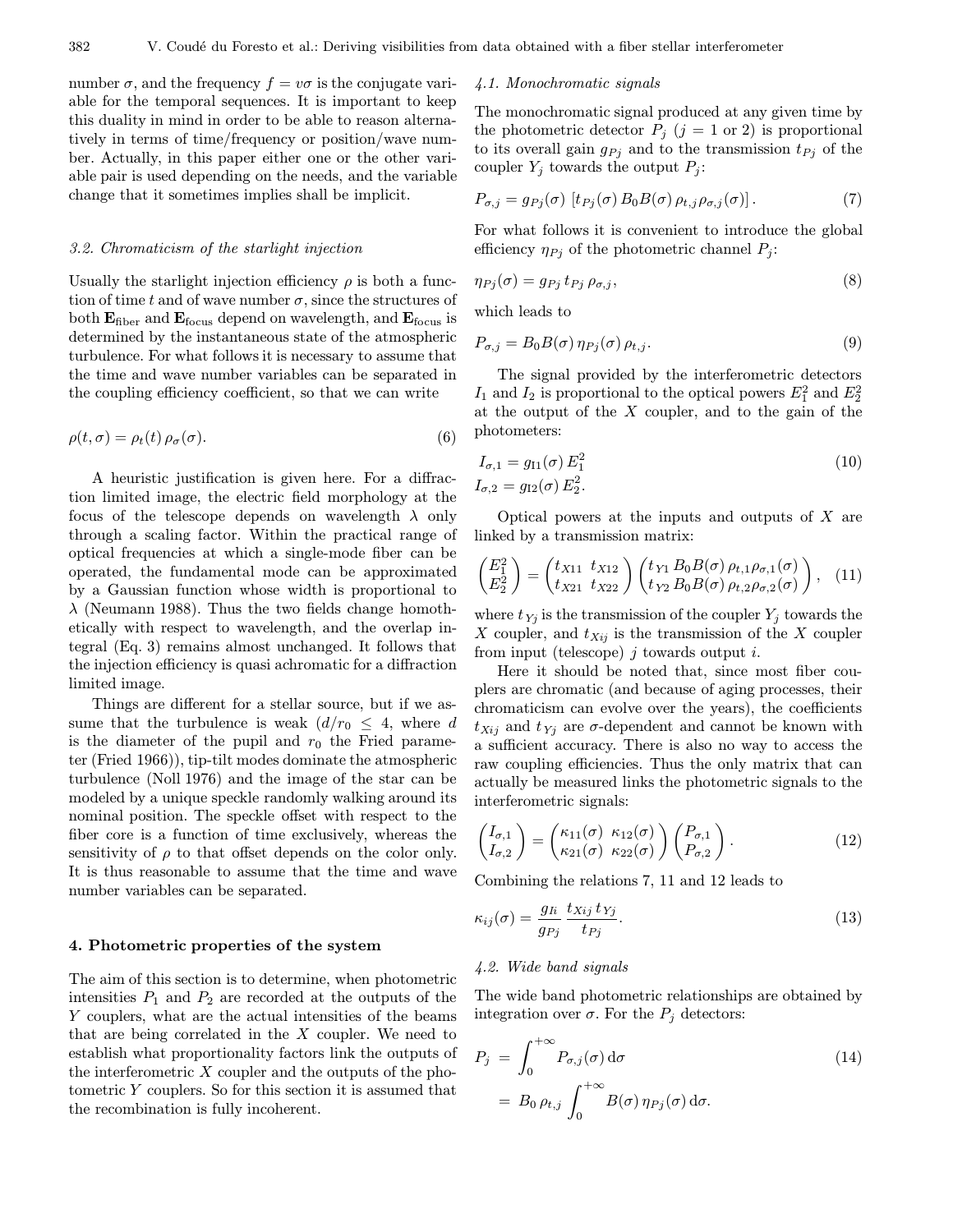number $\sigma$, and the frequency $f = v\sigma$ is the conjugate variable for the temporal sequences. It is important to keep this duality in mind in order to be able to reason alternatively in terms of time/frequency or position/wave number. Actually, in this paper either one or the other variable pair is used depending on the needs, and the variable change that it sometimes implies shall be implicit.

### 3.2. Chromaticism of the starlight injection

Usually the starlight injection efficiency $\rho$ is both a function of time $t$ and of wave number $\sigma$, since the structures of both $\mathbf{E}_{\mathrm{fiber}}$ and $\mathbf{E}_{\mathrm{focus}}$ depend on wavelength, and $\mathbf{E}_{\mathrm{focus}}$ is determined by the instantaneous state of the atmospheric turbulence. For what follows it is necessary to assume that the time and wave number variables can be separated in the coupling efficiency coefficient, so that we can write

$$\rho(t, \sigma) = \rho_t(t)\, \rho_\sigma(\sigma). \tag{6}$$

A heuristic justification is given here. For a diffraction limited image, the electric field morphology at the focus of the telescope depends on wavelength $\lambda$ only through a scaling factor. Within the practical range of optical frequencies at which a single-mode fiber can be operated, the fundamental mode can be approximated by a Gaussian function whose width is proportional to $\lambda$ (Neumann 1988). Thus the two fields change homothetically with respect to wavelength, and the overlap integral (Eq. 3) remains almost unchanged. It follows that the injection efficiency is quasi achromatic for a diffraction limited image.

Things are different for a stellar source, but if we assume that the turbulence is weak ($d/r_0 \leq 4$, where $d$ is the diameter of the pupil and $r_0$ the Fried parameter (Fried 1966)), tip-tilt modes dominate the atmospheric turbulence (Noll 1976) and the image of the star can be modeled by a unique speckle randomly walking around its nominal position. The speckle offset with respect to the fiber core is a function of time exclusively, whereas the sensitivity of $\rho$ to that offset depends on the color only. It is thus reasonable to assume that the time and wave number variables can be separated.

## 4. Photometric properties of the system

The aim of this section is to determine, when photometric intensities $P_1$ and $P_2$ are recorded at the outputs of the $Y$ couplers, what are the actual intensities of the beams that are being correlated in the $X$ coupler. We need to establish what proportionality factors link the outputs of the interferometric $X$ coupler and the outputs of the photometric $Y$ couplers. So for this section it is assumed that the recombination is fully incoherent.

### 4.1. Monochromatic signals

The monochromatic signal produced at any given time by the photometric detector $P_j$ ($j = 1$ or 2) is proportional to its overall gain $g_{Pj}$ and to the transmission $t_{Pj}$ of the coupler $Y_j$ towards the output $P_j$:

$$P_{\sigma,j} = g_{Pj}(\sigma)\ [t_{Pj}(\sigma)\, B_0 B(\sigma)\, \rho_{t,j}\, \rho_{\sigma,j}(\sigma)]\,. \tag{7}$$

For what follows it is convenient to introduce the global efficiency $\eta_{Pj}$ of the photometric channel $P_j$:

$$\eta_{Pj}(\sigma) = g_{Pj}\, t_{Pj}\, \rho_{\sigma,j}, \tag{8}$$

which leads to

$$P_{\sigma,j} = B_0 B(\sigma)\, \eta_{Pj}(\sigma)\, \rho_{t,j}. \tag{9}$$

The signal provided by the interferometric detectors $I_1$ and $I_2$ is proportional to the optical powers $E_1^2$ and $E_2^2$ at the output of the $X$ coupler, and to the gain of the photometers:

$$\begin{aligned} I_{\sigma,1} &= g_{\mathrm{I}1}(\sigma)\, E_1^2 \\ I_{\sigma,2} &= g_{\mathrm{I}2}(\sigma)\, E_2^2. \end{aligned} \tag{10}$$

Optical powers at the inputs and outputs of $X$ are linked by a transmission matrix:

$$\begin{pmatrix} E_1^2 \\ E_2^2 \end{pmatrix} = \begin{pmatrix} t_{X11} & t_{X12} \\ t_{X21} & t_{X22} \end{pmatrix} \begin{pmatrix} t_{Y1}\, B_0 B(\sigma)\, \rho_{t,1} \rho_{\sigma,1}(\sigma) \\ t_{Y2}\, B_0 B(\sigma)\, \rho_{t,2} \rho_{\sigma,2}(\sigma) \end{pmatrix}, \tag{11}$$

where $t_{Yj}$ is the transmission of the coupler $Y_j$ towards the $X$ coupler, and $t_{Xij}$ is the transmission of the $X$ coupler from input (telescope) $j$ towards output $i$.

Here it should be noted that, since most fiber couplers are chromatic (and because of aging processes, their chromaticism can evolve over the years), the coefficients $t_{Xij}$ and $t_{Yj}$ are $\sigma$-dependent and cannot be known with a sufficient accuracy. There is also no way to access the raw coupling efficiencies. Thus the only matrix that can actually be measured links the photometric signals to the interferometric signals:

$$\begin{pmatrix} I_{\sigma,1} \\ I_{\sigma,2} \end{pmatrix} = \begin{pmatrix} \kappa_{11}(\sigma) & \kappa_{12}(\sigma) \\ \kappa_{21}(\sigma) & \kappa_{22}(\sigma) \end{pmatrix} \begin{pmatrix} P_{\sigma,1} \\ P_{\sigma,2} \end{pmatrix}. \tag{12}$$

Combining the relations 7, 11 and 12 leads to

$$\kappa_{ij}(\sigma) = \frac{g_{Ii}}{g_{Pj}}\, \frac{t_{Xij}\, t_{Yj}}{t_{Pj}}. \tag{13}$$

### 4.2. Wide band signals

The wide band photometric relationships are obtained by integration over $\sigma$. For the $P_j$ detectors:

$$\begin{aligned} P_j &= \int_0^{+\infty} P_{\sigma,j}(\sigma)\, \mathrm{d}\sigma \\ &= B_0\, \rho_{t,j} \int_0^{+\infty} B(\sigma)\, \eta_{Pj}(\sigma)\, \mathrm{d}\sigma. \end{aligned} \tag{14}$$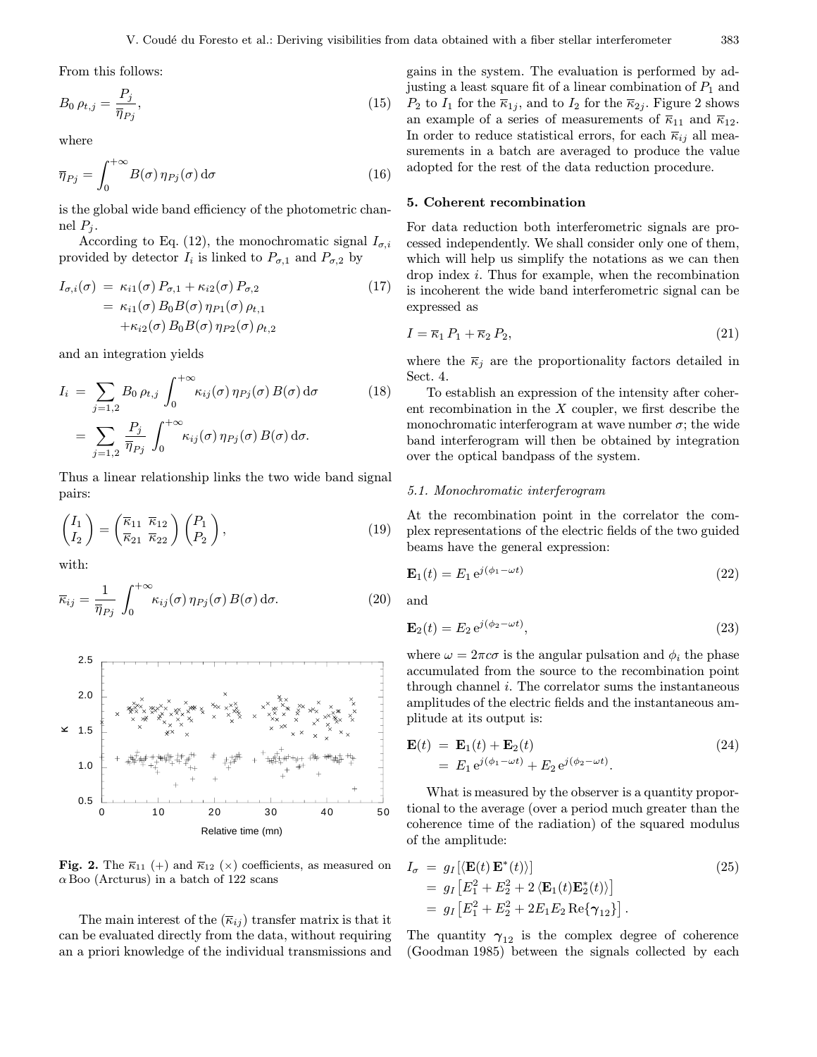From this follows:

$$B_0\,\rho_{t,j} = \frac{P_j}{\overline{\eta}_{Pj}}, \tag{15}$$

where

$$\overline{\eta}_{Pj} = \int_0^{+\infty} B(\sigma)\,\eta_{Pj}(\sigma)\,\mathrm{d}\sigma \tag{16}$$

is the global wide band efficiency of the photometric channel $P_j$.

According to Eq. (12), the monochromatic signal $I_{\sigma,i}$ provided by detector $I_i$ is linked to $P_{\sigma,1}$ and $P_{\sigma,2}$ by

$$\begin{aligned} I_{\sigma,i}(\sigma) &= \kappa_{i1}(\sigma)\,P_{\sigma,1} + \kappa_{i2}(\sigma)\,P_{\sigma,2} \\ &= \kappa_{i1}(\sigma)\,B_0 B(\sigma)\,\eta_{P1}(\sigma)\,\rho_{t,1} \\ &\quad + \kappa_{i2}(\sigma)\,B_0 B(\sigma)\,\eta_{P2}(\sigma)\,\rho_{t,2} \end{aligned} \tag{17}$$

and an integration yields

$$\begin{aligned} I_i &= \sum_{j=1,2} B_0\,\rho_{t,j} \int_0^{+\infty} \kappa_{ij}(\sigma)\,\eta_{Pj}(\sigma)\,B(\sigma)\,\mathrm{d}\sigma \\ &= \sum_{j=1,2} \frac{P_j}{\overline{\eta}_{Pj}} \int_0^{+\infty} \kappa_{ij}(\sigma)\,\eta_{Pj}(\sigma)\,B(\sigma)\,\mathrm{d}\sigma. \end{aligned} \tag{18}$$

Thus a linear relationship links the two wide band signal pairs:

$$\begin{pmatrix} I_1 \\ I_2 \end{pmatrix} = \begin{pmatrix} \overline{\kappa}_{11} & \overline{\kappa}_{12} \\ \overline{\kappa}_{21} & \overline{\kappa}_{22} \end{pmatrix} \begin{pmatrix} P_1 \\ P_2 \end{pmatrix}, \tag{19}$$

with:

$$\overline{\kappa}_{ij} = \frac{1}{\overline{\eta}_{Pj}} \int_0^{+\infty} \kappa_{ij}(\sigma)\,\eta_{Pj}(\sigma)\,B(\sigma)\,\mathrm{d}\sigma. \tag{20}$$

**Fig. 2.** The $\overline{\kappa}_{11}$ (+) and $\overline{\kappa}_{12}$ (×) coefficients, as measured on $\alpha$ Boo (Arcturus) in a batch of 122 scans

The main interest of the ($\overline{\kappa}_{ij}$) transfer matrix is that it can be evaluated directly from the data, without requiring an a priori knowledge of the individual transmissions and gains in the system. The evaluation is performed by adjusting a least square fit of a linear combination of $P_1$ and $P_2$ to $I_1$ for the $\overline{\kappa}_{1j}$, and to $I_2$ for the $\overline{\kappa}_{2j}$. Figure 2 shows an example of a series of measurements of $\overline{\kappa}_{11}$ and $\overline{\kappa}_{12}$. In order to reduce statistical errors, for each $\overline{\kappa}_{ij}$ all measurements in a batch are averaged to produce the value adopted for the rest of the data reduction procedure.

## 5. Coherent recombination

For data reduction both interferometric signals are processed independently. We shall consider only one of them, which will help us simplify the notations as we can then drop index $i$. Thus for example, when the recombination is incoherent the wide band interferometric signal can be expressed as

$$I = \overline{\kappa}_1\,P_1 + \overline{\kappa}_2\,P_2, \tag{21}$$

where the $\overline{\kappa}_j$ are the proportionality factors detailed in Sect. 4.

To establish an expression of the intensity after coherent recombination in the $X$ coupler, we first describe the monochromatic interferogram at wave number $\sigma$; the wide band interferogram will then be obtained by integration over the optical bandpass of the system.

### 5.1. Monochromatic interferogram

At the recombination point in the correlator the complex representations of the electric fields of the two guided beams have the general expression:

$$\mathbf{E}_1(t) = E_1\,\mathrm{e}^{j(\phi_1 - \omega t)} \tag{22}$$

and

$$\mathbf{E}_2(t) = E_2\,\mathrm{e}^{j(\phi_2 - \omega t)}, \tag{23}$$

where $\omega = 2\pi c\sigma$ is the angular pulsation and $\phi_i$ the phase accumulated from the source to the recombination point through channel $i$. The correlator sums the instantaneous amplitudes of the electric fields and the instantaneous amplitude at its output is:

$$\begin{aligned} \mathbf{E}(t) &= \mathbf{E}_1(t) + \mathbf{E}_2(t) \\ &= E_1\,\mathrm{e}^{j(\phi_1 - \omega t)} + E_2\,\mathrm{e}^{j(\phi_2 - \omega t)}. \end{aligned} \tag{24}$$

What is measured by the observer is a quantity proportional to the average (over a period much greater than the coherence time of the radiation) of the squared modulus of the amplitude:

$$\begin{aligned} I_\sigma &= g_I\left[\langle \mathbf{E}(t)\,\mathbf{E}^*(t)\rangle\right] \\ &= g_I\left[E_1^2 + E_2^2 + 2\,\langle \mathbf{E}_1(t)\mathbf{E}_2^*(t)\rangle\right] \\ &= g_I\left[E_1^2 + E_2^2 + 2E_1E_2\,\mathrm{Re}\{\boldsymbol{\gamma}_{12}\}\right]. \end{aligned} \tag{25}$$

The quantity $\boldsymbol{\gamma}_{12}$ is the complex degree of coherence (Goodman 1985) between the signals collected by each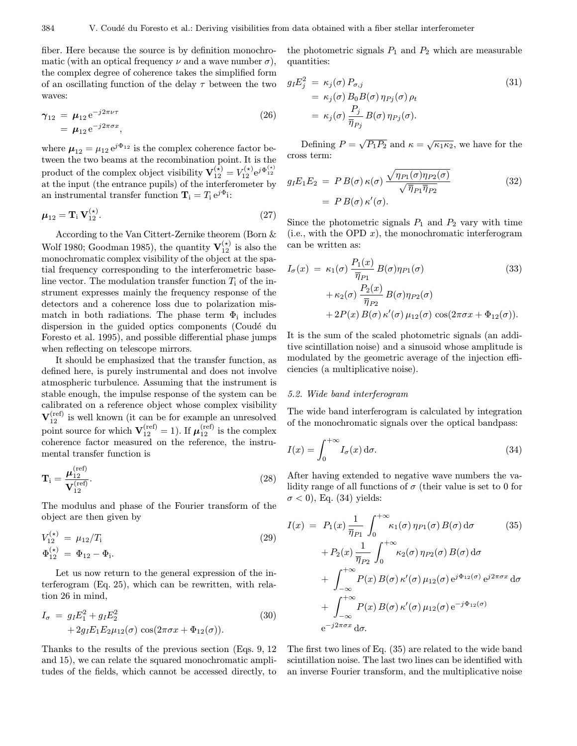fiber. Here because the source is by definition monochromatic (with an optical frequency $\nu$ and a wave number $\sigma$), the complex degree of coherence takes the simplified form of an oscillating function of the delay $\tau$ between the two waves:

$$\begin{aligned}\boldsymbol{\gamma}_{12} &= \boldsymbol{\mu}_{12}\,\mathrm{e}^{-j2\pi\nu\tau} \\ &= \boldsymbol{\mu}_{12}\,\mathrm{e}^{-j2\pi\sigma x},\end{aligned} \tag{26}$$

where $\boldsymbol{\mu}_{12} = \mu_{12}\,\mathrm{e}^{j\Phi_{12}}$ is the complex coherence factor between the two beams at the recombination point. It is the product of the complex object visibility $\mathbf{V}_{12}^{(\star)} = V_{12}^{(\star)}\mathrm{e}^{j\Phi_{12}^{(\star)}}$ at the input (the entrance pupils) of the interferometer by an instrumental transfer function $\mathbf{T}_{\mathrm{i}} = T_{\mathrm{i}}\,\mathrm{e}^{j\Phi_{\mathrm{i}}}$:

$$\boldsymbol{\mu}_{12} = \mathbf{T}_{\mathrm{i}}\,\mathbf{V}_{12}^{(\star)}. \tag{27}$$

According to the Van Cittert-Zernike theorem (Born & Wolf 1980; Goodman 1985), the quantity $\mathbf{V}_{12}^{(\star)}$ is also the monochromatic complex visibility of the object at the spatial frequency corresponding to the interferometric baseline vector. The modulation transfer function $T_{\mathrm{i}}$ of the instrument expresses mainly the frequency response of the detectors and a coherence loss due to polarization mismatch in both radiations. The phase term $\Phi_{\mathrm{i}}$ includes dispersion in the guided optics components (Coudé du Foresto et al. 1995), and possible differential phase jumps when reflecting on telescope mirrors.

It should be emphasized that the transfer function, as defined here, is purely instrumental and does not involve atmospheric turbulence. Assuming that the instrument is stable enough, the impulse response of the system can be calibrated on a reference object whose complex visibility $\mathbf{V}_{12}^{(\mathrm{ref})}$ is well known (it can be for example an unresolved point source for which $\mathbf{V}_{12}^{(\mathrm{ref})} = 1$). If $\boldsymbol{\mu}_{12}^{(\mathrm{ref})}$ is the complex coherence factor measured on the reference, the instrumental transfer function is

$$\mathbf{T}_{\mathrm{i}} = \frac{\boldsymbol{\mu}_{12}^{(\mathrm{ref})}}{\mathbf{V}_{12}^{(\mathrm{ref})}}. \tag{28}$$

The modulus and phase of the Fourier transform of the object are then given by

$$\begin{aligned}V_{12}^{(\star)} &= \mu_{12}/T_{\mathrm{i}} \\ \Phi_{12}^{(\star)} &= \Phi_{12} - \Phi_{\mathrm{i}}.\end{aligned} \tag{29}$$

Let us now return to the general expression of the interferogram (Eq. 25), which can be rewritten, with relation 26 in mind,

$$\begin{aligned}I_\sigma &= g_I E_1^2 + g_I E_2^2 \\ &\quad + 2 g_I E_1 E_2 \mu_{12}(\sigma)\,\cos(2\pi\sigma x + \Phi_{12}(\sigma)).\end{aligned} \tag{30}$$

Thanks to the results of the previous section (Eqs. 9, 12 and 15), we can relate the squared monochromatic amplitudes of the fields, which cannot be accessed directly, to the photometric signals $P_1$ and $P_2$ which are measurable quantities:

$$\begin{aligned}g_I E_j^2 &= \kappa_j(\sigma)\,P_{\sigma,j} \\ &= \kappa_j(\sigma)\,B_0 B(\sigma)\,\eta_{Pj}(\sigma)\,\rho_t \\ &= \kappa_j(\sigma)\,\frac{P_j}{\overline{\eta}_{Pj}}\,B(\sigma)\,\eta_{Pj}(\sigma).\end{aligned} \tag{31}$$

Defining $P = \sqrt{P_1 P_2}$ and $\kappa = \sqrt{\kappa_1\kappa_2}$, we have for the cross term:

$$\begin{aligned}g_I E_1 E_2 &= P\,B(\sigma)\,\kappa(\sigma)\,\frac{\sqrt{\eta_{P1}(\sigma)\eta_{P2}(\sigma)}}{\sqrt{\overline{\eta}_{P1}\overline{\eta}_{P2}}} \\ &= P\,B(\sigma)\,\kappa'(\sigma).\end{aligned} \tag{32}$$

Since the photometric signals $P_1$ and $P_2$ vary with time (i.e., with the OPD $x$), the monochromatic interferogram can be written as:

$$\begin{aligned}I_\sigma(x) &= \kappa_1(\sigma)\,\frac{P_1(x)}{\overline{\eta}_{P1}}\,B(\sigma)\eta_{P1}(\sigma) \\ &\quad + \kappa_2(\sigma)\,\frac{P_2(x)}{\overline{\eta}_{P2}}\,B(\sigma)\eta_{P2}(\sigma) \\ &\quad + 2P(x)\,B(\sigma)\,\kappa'(\sigma)\,\mu_{12}(\sigma)\,\cos(2\pi\sigma x + \Phi_{12}(\sigma)).\end{aligned} \tag{33}$$

It is the sum of the scaled photometric signals (an additive scintillation noise) and a sinusoid whose amplitude is modulated by the geometric average of the injection efficiencies (a multiplicative noise).

### 5.2. Wide band interferogram

The wide band interferogram is calculated by integration of the monochromatic signals over the optical bandpass:

$$I(x) = \int_0^{+\infty} I_\sigma(x)\,\mathrm{d}\sigma. \tag{34}$$

After having extended to negative wave numbers the validity range of all functions of $\sigma$ (their value is set to 0 for $\sigma < 0$), Eq. (34) yields:

$$\begin{aligned}I(x) &= P_1(x)\,\frac{1}{\overline{\eta}_{P1}}\int_0^{+\infty}\kappa_1(\sigma)\,\eta_{P1}(\sigma)\,B(\sigma)\,\mathrm{d}\sigma \\ &\quad + P_2(x)\,\frac{1}{\overline{\eta}_{P2}}\int_0^{+\infty}\kappa_2(\sigma)\,\eta_{P2}(\sigma)\,B(\sigma)\,\mathrm{d}\sigma \\ &\quad + \int_{-\infty}^{+\infty} P(x)\,B(\sigma)\,\kappa'(\sigma)\,\mu_{12}(\sigma)\,\mathrm{e}^{j\Phi_{12}(\sigma)}\,\mathrm{e}^{j2\pi\sigma x}\,\mathrm{d}\sigma \\ &\quad + \int_{-\infty}^{+\infty} P(x)\,B(\sigma)\,\kappa'(\sigma)\,\mu_{12}(\sigma)\,\mathrm{e}^{-j\Phi_{12}(\sigma)} \\ &\quad \mathrm{e}^{-j2\pi\sigma x}\,\mathrm{d}\sigma.\end{aligned} \tag{35}$$

The first two lines of Eq. (35) are related to the wide band scintillation noise. The last two lines can be identified with an inverse Fourier transform, and the multiplicative noise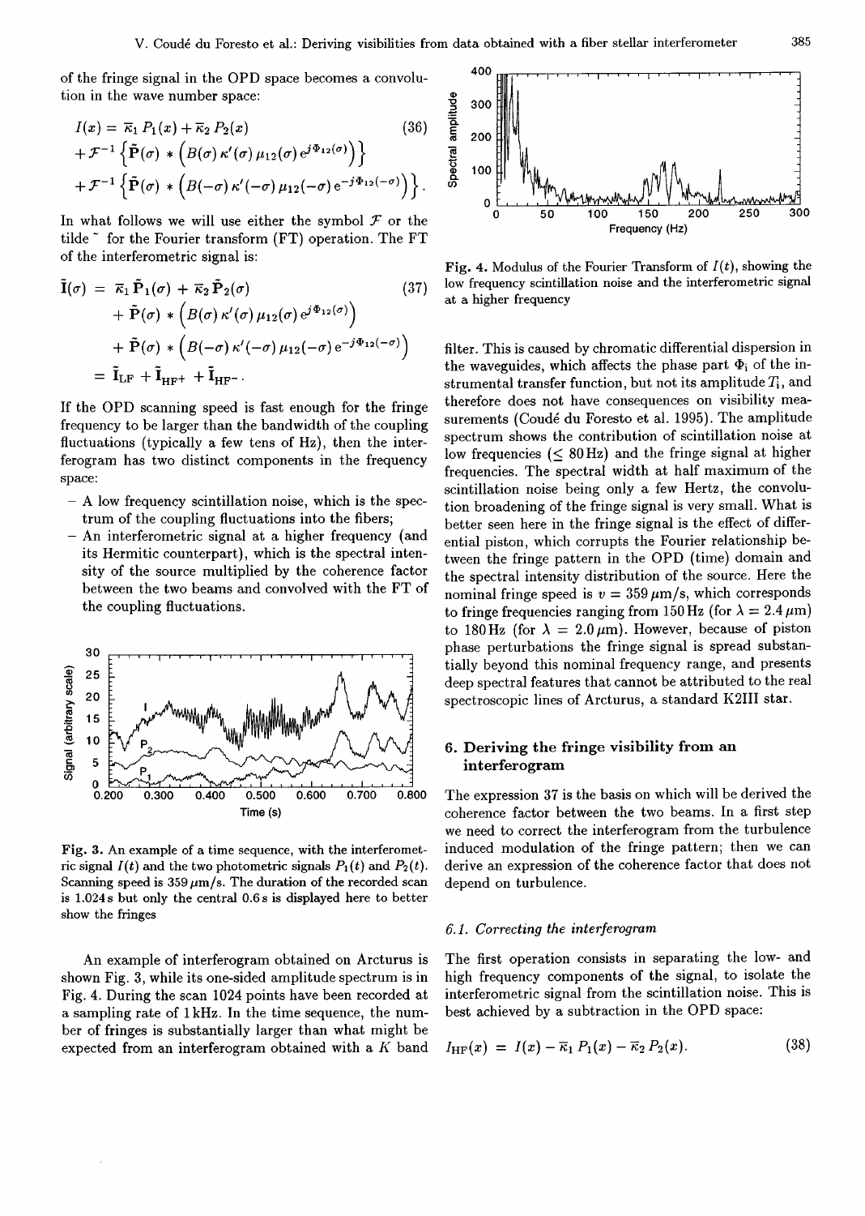of the fringe signal in the OPD space becomes a convolution in the wave number space:

$$
\begin{aligned}
I(x) &= \overline{\kappa}_1 P_1(x) + \overline{\kappa}_2 P_2(x) \\
&+ \mathcal{F}^{-1}\left\{\tilde{\mathbf{P}}(\sigma) * \left(B(\sigma)\,\kappa'(\sigma)\,\mu_{12}(\sigma)\,\mathrm{e}^{j\Phi_{12}(\sigma)}\right)\right\} \\
&+ \mathcal{F}^{-1}\left\{\tilde{\mathbf{P}}(\sigma) * \left(B(-\sigma)\,\kappa'(-\sigma)\,\mu_{12}(-\sigma)\,\mathrm{e}^{-j\Phi_{12}(-\sigma)}\right)\right\}.
\end{aligned}
\tag{36}
$$

In what follows we will use either the symbol $\mathcal{F}$ or the tilde $\tilde{}$ for the Fourier transform (FT) operation. The FT of the interferometric signal is:

$$
\begin{aligned}
\tilde{\mathbf{I}}(\sigma) &= \overline{\kappa}_1 \tilde{\mathbf{P}}_1(\sigma) + \overline{\kappa}_2 \tilde{\mathbf{P}}_2(\sigma) \\
&+ \tilde{\mathbf{P}}(\sigma) * \left(B(\sigma)\,\kappa'(\sigma)\,\mu_{12}(\sigma)\,\mathrm{e}^{j\Phi_{12}(\sigma)}\right) \\
&+ \tilde{\mathbf{P}}(\sigma) * \left(B(-\sigma)\,\kappa'(-\sigma)\,\mu_{12}(-\sigma)\,\mathrm{e}^{-j\Phi_{12}(-\sigma)}\right) \\
&= \tilde{\mathbf{I}}_{\mathrm{LF}} + \tilde{\mathbf{I}}_{\mathrm{HF+}} + \tilde{\mathbf{I}}_{\mathrm{HF-}}.
\end{aligned}
\tag{37}
$$

If the OPD scanning speed is fast enough for the fringe frequency to be larger than the bandwidth of the coupling fluctuations (typically a few tens of Hz), then the interferogram has two distinct components in the frequency space:

- A low frequency scintillation noise, which is the spectrum of the coupling fluctuations into the fibers;
- An interferometric signal at a higher frequency (and its Hermitic counterpart), which is the spectral intensity of the source multiplied by the coherence factor between the two beams and convolved with the FT of the coupling fluctuations.

**Fig. 3.** An example of a time sequence, with the interferometric signal $I(t)$ and the two photometric signals $P_1(t)$ and $P_2(t)$. Scanning speed is 359 $\mu$m/s. The duration of the recorded scan is 1.024 s but only the central 0.6 s is displayed here to better show the fringes

An example of interferogram obtained on Arcturus is shown Fig. 3, while its one-sided amplitude spectrum is in Fig. 4. During the scan 1024 points have been recorded at a sampling rate of 1 kHz. In the time sequence, the number of fringes is substantially larger than what might be expected from an interferogram obtained with a $K$ band filter. This is caused by chromatic differential dispersion in the waveguides, which affects the phase part $\Phi_i$ of the instrumental transfer function, but not its amplitude $T_i$, and therefore does not have consequences on visibility measurements (Coudé du Foresto et al. 1995). The amplitude spectrum shows the contribution of scintillation noise at low frequencies ($\leq$ 80 Hz) and the fringe signal at higher frequencies. The spectral width at half maximum of the scintillation noise being only a few Hertz, the convolution broadening of the fringe signal is very small. What is better seen here in the fringe signal is the effect of differential piston, which corrupts the Fourier relationship between the fringe pattern in the OPD (time) domain and the spectral intensity distribution of the source. Here the nominal fringe speed is $v = 359\,\mu$m/s, which corresponds to fringe frequencies ranging from 150 Hz (for $\lambda = 2.4\,\mu$m) to 180 Hz (for $\lambda = 2.0\,\mu$m). However, because of piston phase perturbations the fringe signal is spread substantially beyond this nominal frequency range, and presents deep spectral features that cannot be attributed to the real spectroscopic lines of Arcturus, a standard K2III star.

**Fig. 4.** Modulus of the Fourier Transform of $I(t)$, showing the low frequency scintillation noise and the interferometric signal at a higher frequency

## 6. Deriving the fringe visibility from an interferogram

The expression 37 is the basis on which will be derived the coherence factor between the two beams. In a first step we need to correct the interferogram from the turbulence induced modulation of the fringe pattern; then we can derive an expression of the coherence factor that does not depend on turbulence.

### 6.1. Correcting the interferogram

The first operation consists in separating the low- and high frequency components of the signal, to isolate the interferometric signal from the scintillation noise. This is best achieved by a subtraction in the OPD space:

$$
I_{\mathrm{HF}}(x) = I(x) - \overline{\kappa}_1 P_1(x) - \overline{\kappa}_2 P_2(x).
\tag{38}
$$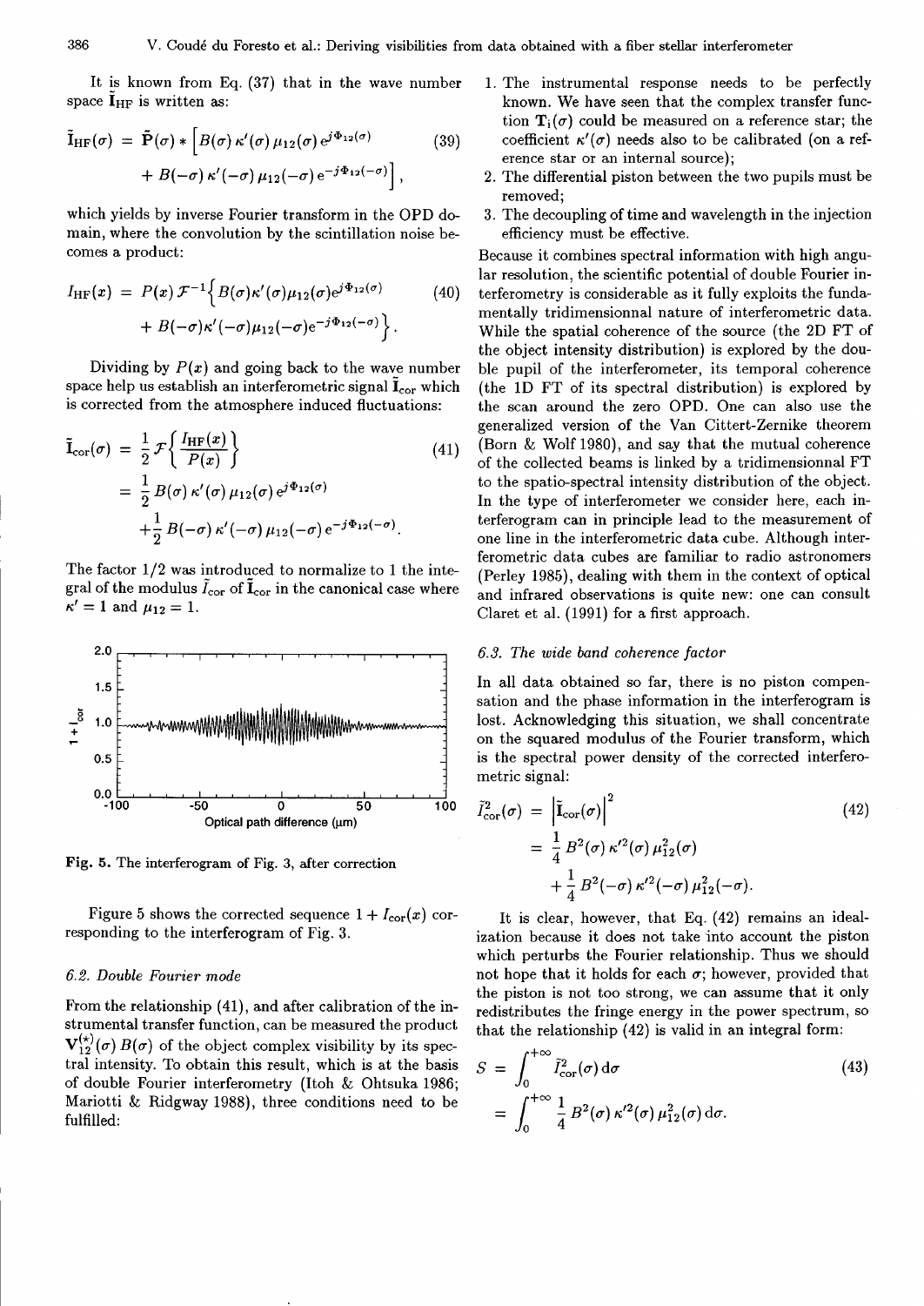It is known from Eq. (37) that in the wave number space $\tilde{\mathbf{I}}_{\mathrm{HF}}$ is written as:

$$\tilde{\mathbf{I}}_{\mathrm{HF}}(\sigma) = \tilde{\mathbf{P}}(\sigma) * \left[ B(\sigma)\,\kappa'(\sigma)\,\mu_{12}(\sigma)\,\mathrm{e}^{j\Phi_{12}(\sigma)} + B(-\sigma)\,\kappa'(-\sigma)\,\mu_{12}(-\sigma)\,\mathrm{e}^{-j\Phi_{12}(-\sigma)} \right], \quad (39)$$

which yields by inverse Fourier transform in the OPD domain, where the convolution by the scintillation noise becomes a product:

$$I_{\mathrm{HF}}(x) = P(x)\,\mathcal{F}^{-1}\Big\{ B(\sigma)\kappa'(\sigma)\mu_{12}(\sigma)\mathrm{e}^{j\Phi_{12}(\sigma)} + B(-\sigma)\kappa'(-\sigma)\mu_{12}(-\sigma)\mathrm{e}^{-j\Phi_{12}(-\sigma)} \Big\}. \quad (40)$$

Dividing by $P(x)$ and going back to the wave number space help us establish an interferometric signal $\tilde{\mathbf{I}}_{\mathrm{cor}}$ which is corrected from the atmosphere induced fluctuations:

$$\begin{aligned}
\tilde{\mathbf{I}}_{\mathrm{cor}}(\sigma) &= \frac{1}{2}\mathcal{F}\left\{ \frac{I_{\mathrm{HF}}(x)}{P(x)} \right\} \quad (41)\\
&= \frac{1}{2}\,B(\sigma)\,\kappa'(\sigma)\,\mu_{12}(\sigma)\,\mathrm{e}^{j\Phi_{12}(\sigma)} \\
&\quad + \frac{1}{2}\,B(-\sigma)\,\kappa'(-\sigma)\,\mu_{12}(-\sigma)\,\mathrm{e}^{-j\Phi_{12}(-\sigma)}.
\end{aligned}$$

The factor 1/2 was introduced to normalize to 1 the integral of the modulus $\tilde{I}_{\mathrm{cor}}$ of $\tilde{\mathbf{I}}_{\mathrm{cor}}$ in the canonical case where $\kappa' = 1$ and $\mu_{12} = 1$.

**Fig. 5.** The interferogram of Fig. 3, after correction

Figure 5 shows the corrected sequence $1 + I_{\mathrm{cor}}(x)$ corresponding to the interferogram of Fig. 3.

### 6.2. Double Fourier mode

From the relationship (41), and after calibration of the instrumental transfer function, can be measured the product $\mathbf{V}_{12}^{(*)}(\sigma)\,B(\sigma)$ of the object complex visibility by its spectral intensity. To obtain this result, which is at the basis of double Fourier interferometry (Itoh & Ohtsuka 1986; Mariotti & Ridgway 1988), three conditions need to be fulfilled:

1. The instrumental response needs to be perfectly known. We have seen that the complex transfer function $\mathbf{T}_{\mathrm{i}}(\sigma)$ could be measured on a reference star; the coefficient $\kappa'(\sigma)$ needs also to be calibrated (on a reference star or an internal source);
2. The differential piston between the two pupils must be removed;
3. The decoupling of time and wavelength in the injection efficiency must be effective.

Because it combines spectral information with high angular resolution, the scientific potential of double Fourier interferometry is considerable as it fully exploits the fundamentally tridimensionnal nature of interferometric data. While the spatial coherence of the source (the 2D FT of the object intensity distribution) is explored by the double pupil of the interferometer, its temporal coherence (the 1D FT of its spectral distribution) is explored by the scan around the zero OPD. One can also use the generalized version of the Van Cittert-Zernike theorem (Born & Wolf 1980), and say that the mutual coherence of the collected beams is linked by a tridimensionnal FT to the spatio-spectral intensity distribution of the object. In the type of interferometer we consider here, each interferogram can in principle lead to the measurement of one line in the interferometric data cube. Although interferometric data cubes are familiar to radio astronomers (Perley 1985), dealing with them in the context of optical and infrared observations is quite new: one can consult Claret et al. (1991) for a first approach.

### 6.3. The wide band coherence factor

In all data obtained so far, there is no piston compensation and the phase information in the interferogram is lost. Acknowledging this situation, we shall concentrate on the squared modulus of the Fourier transform, which is the spectral power density of the corrected interferometric signal:

$$\begin{aligned}
\tilde{I}^2_{\mathrm{cor}}(\sigma) &= \left| \tilde{\mathbf{I}}_{\mathrm{cor}}(\sigma) \right|^2 \quad (42)\\
&= \frac{1}{4}\,B^2(\sigma)\,\kappa'^2(\sigma)\,\mu_{12}^2(\sigma) \\
&\quad + \frac{1}{4}\,B^2(-\sigma)\,\kappa'^2(-\sigma)\,\mu_{12}^2(-\sigma).
\end{aligned}$$

It is clear, however, that Eq. (42) remains an idealization because it does not take into account the piston which perturbs the Fourier relationship. Thus we should not hope that it holds for each $\sigma$; however, provided that the piston is not too strong, we can assume that it only redistributes the fringe energy in the power spectrum, so that the relationship (42) is valid in an integral form:

$$\begin{aligned}
S &= \int_0^{+\infty} \tilde{I}^2_{\mathrm{cor}}(\sigma)\,\mathrm{d}\sigma \quad (43)\\
&= \int_0^{+\infty} \frac{1}{4}\,B^2(\sigma)\,\kappa'^2(\sigma)\,\mu_{12}^2(\sigma)\,\mathrm{d}\sigma.
\end{aligned}$$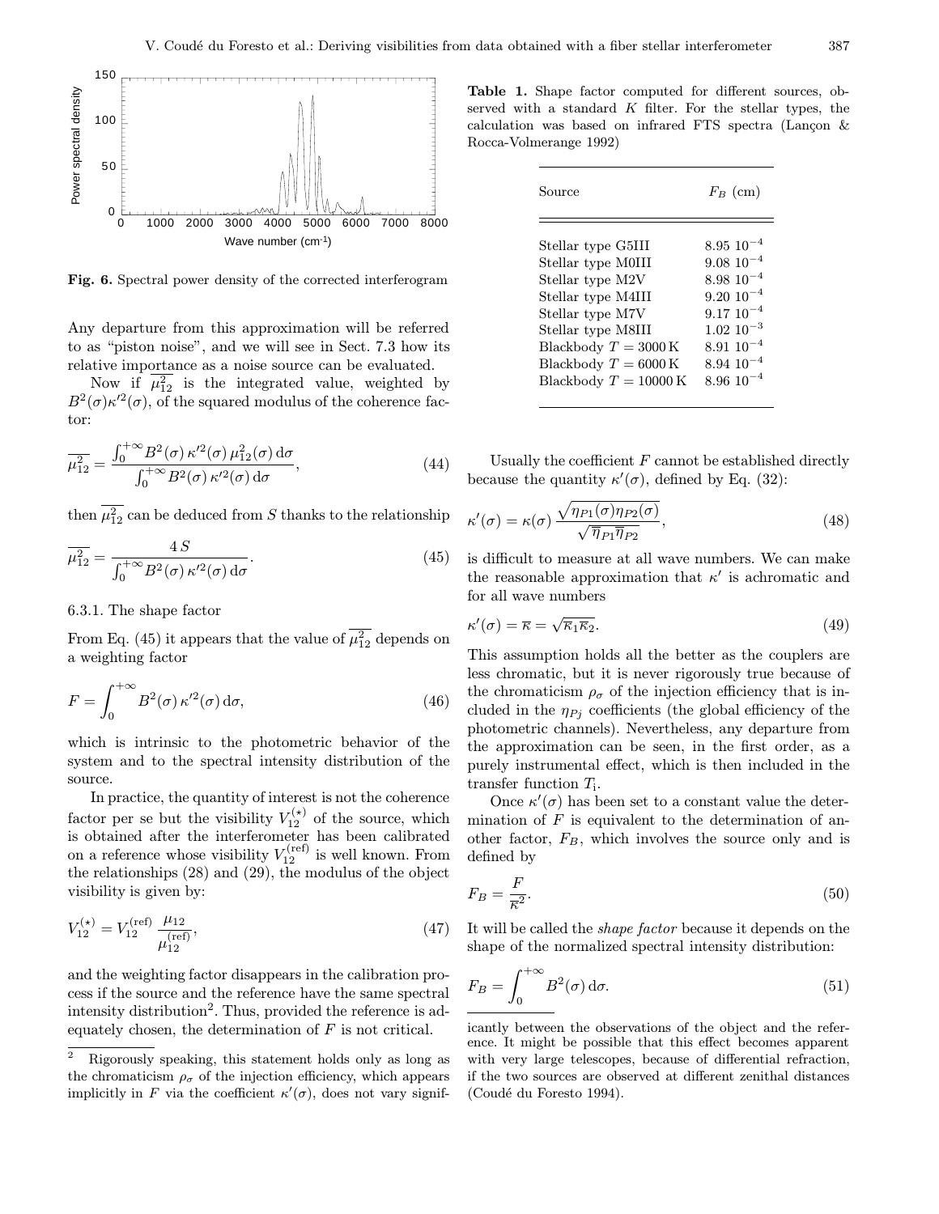Fig. 6. Spectral power density of the corrected interferogram

Any departure from this approximation will be referred to as "piston noise", and we will see in Sect. 7.3 how its relative importance as a noise source can be evaluated.

Now if $\overline{\mu_{12}^2}$ is the integrated value, weighted by $B^2(\sigma)\kappa'^2(\sigma)$, of the squared modulus of the coherence factor:

$$\overline{\mu_{12}^2} = \frac{\int_0^{+\infty} B^2(\sigma)\,\kappa'^2(\sigma)\,\mu_{12}^2(\sigma)\,\mathrm{d}\sigma}{\int_0^{+\infty} B^2(\sigma)\,\kappa'^2(\sigma)\,\mathrm{d}\sigma}, \tag{44}$$

then $\overline{\mu_{12}^2}$ can be deduced from $S$ thanks to the relationship

$$\overline{\mu_{12}^2} = \frac{4\,S}{\int_0^{+\infty} B^2(\sigma)\,\kappa'^2(\sigma)\,\mathrm{d}\sigma}. \tag{45}$$

6.3.1. The shape factor

From Eq. (45) it appears that the value of $\overline{\mu_{12}^2}$ depends on a weighting factor

$$F = \int_0^{+\infty} B^2(\sigma)\,\kappa'^2(\sigma)\,\mathrm{d}\sigma, \tag{46}$$

which is intrinsic to the photometric behavior of the system and to the spectral intensity distribution of the source.

In practice, the quantity of interest is not the coherence factor per se but the visibility $V_{12}^{(\star)}$ of the source, which is obtained after the interferometer has been calibrated on a reference whose visibility $V_{12}^{(\mathrm{ref})}$ is well known. From the relationships (28) and (29), the modulus of the object visibility is given by:

$$V_{12}^{(\star)} = V_{12}^{(\mathrm{ref})}\,\frac{\mu_{12}}{\mu_{12}^{(\mathrm{ref})}}, \tag{47}$$

and the weighting factor disappears in the calibration process if the source and the reference have the same spectral intensity distribution[2]. Thus, provided the reference is adequately chosen, the determination of $F$ is not critical.

[2] Rigorously speaking, this statement holds only as long as the chromaticism $\rho_\sigma$ of the injection efficiency, which appears implicitly in $F$ via the coefficient $\kappa'(\sigma)$, does not vary significantly between the observations of the object and the reference. It might be possible that this effect becomes apparent with very large telescopes, because of differential refraction, if the two sources are observed at different zenithal distances (Coudé du Foresto 1994).

**Table 1.** Shape factor computed for different sources, observed with a standard $K$ filter. For the stellar types, the calculation was based on infrared FTS spectra (Lançon & Rocca-Volmerange 1992)

| Source | $F_B$ (cm) |
|---|---|
| Stellar type G5III | $8.95\ 10^{-4}$ |
| Stellar type M0III | $9.08\ 10^{-4}$ |
| Stellar type M2V | $8.98\ 10^{-4}$ |
| Stellar type M4III | $9.20\ 10^{-4}$ |
| Stellar type M7V | $9.17\ 10^{-4}$ |
| Stellar type M8III | $1.02\ 10^{-3}$ |
| Blackbody $T = 3000\,\mathrm{K}$ | $8.91\ 10^{-4}$ |
| Blackbody $T = 6000\,\mathrm{K}$ | $8.94\ 10^{-4}$ |
| Blackbody $T = 10000\,\mathrm{K}$ | $8.96\ 10^{-4}$ |

Usually the coefficient $F$ cannot be established directly because the quantity $\kappa'(\sigma)$, defined by Eq. (32):

$$\kappa'(\sigma) = \kappa(\sigma)\,\frac{\sqrt{\eta_{P1}(\sigma)\eta_{P2}(\sigma)}}{\sqrt{\overline{\eta}_{P1}\overline{\eta}_{P2}}}, \tag{48}$$

is difficult to measure at all wave numbers. We can make the reasonable approximation that $\kappa'$ is achromatic and for all wave numbers

$$\kappa'(\sigma) = \overline{\kappa} = \sqrt{\overline{\kappa}_1\overline{\kappa}_2}. \tag{49}$$

This assumption holds all the better as the couplers are less chromatic, but it is never rigorously true because of the chromaticism $\rho_\sigma$ of the injection efficiency that is included in the $\eta_{Pj}$ coefficients (the global efficiency of the photometric channels). Nevertheless, any departure from the approximation can be seen, in the first order, as a purely instrumental effect, which is then included in the transfer function $T_\mathrm{i}$.

Once $\kappa'(\sigma)$ has been set to a constant value the determination of $F$ is equivalent to the determination of another factor, $F_B$, which involves the source only and is defined by

$$F_B = \frac{F}{\overline{\kappa}^2}. \tag{50}$$

It will be called the *shape factor* because it depends on the shape of the normalized spectral intensity distribution:

$$F_B = \int_0^{+\infty} B^2(\sigma)\,\mathrm{d}\sigma. \tag{51}$$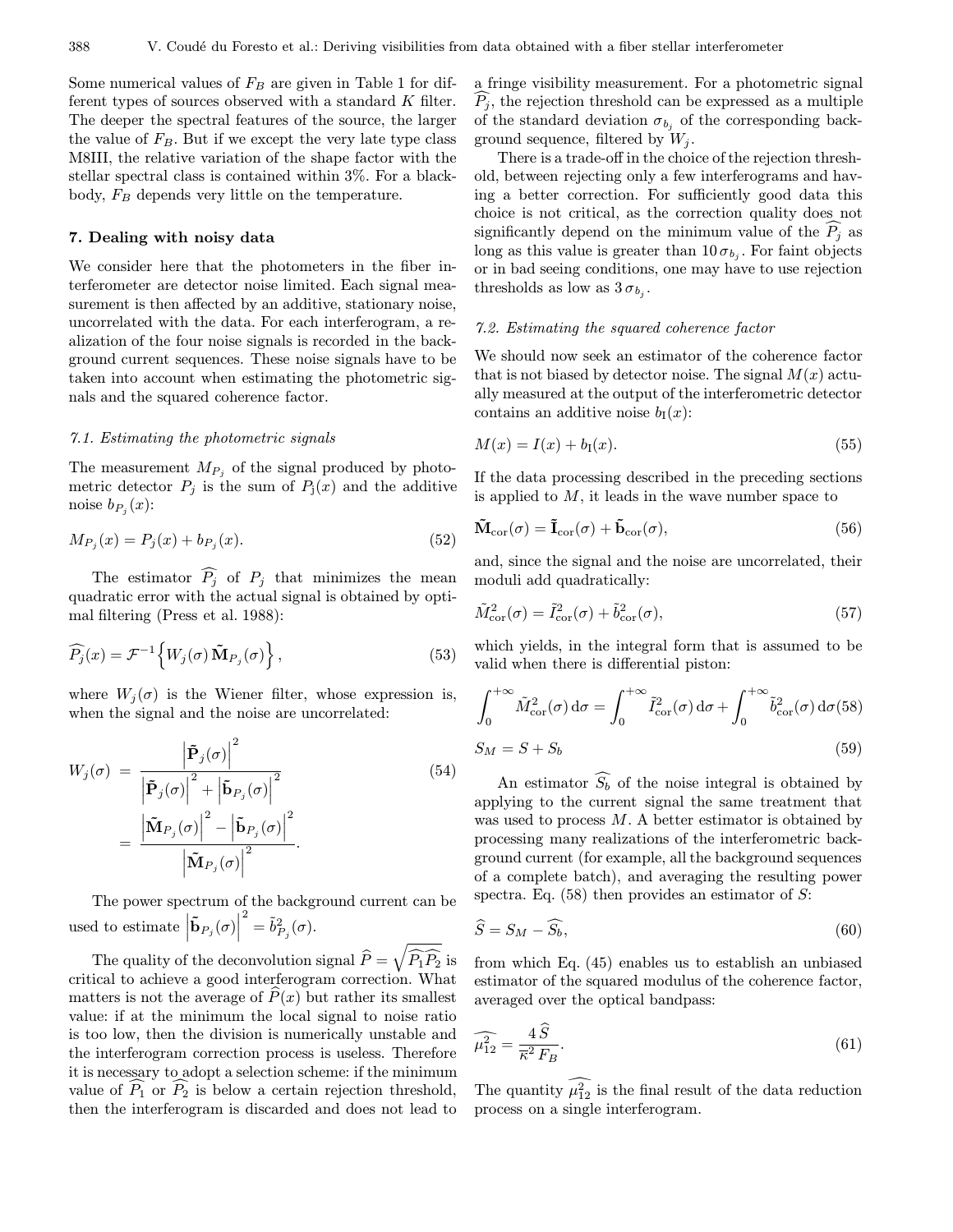Some numerical values of $F_B$ are given in Table 1 for different types of sources observed with a standard $K$ filter. The deeper the spectral features of the source, the larger the value of $F_B$. But if we except the very late type class M8III, the relative variation of the shape factor with the stellar spectral class is contained within 3%. For a blackbody, $F_B$ depends very little on the temperature.

## 7. Dealing with noisy data

We consider here that the photometers in the fiber interferometer are detector noise limited. Each signal measurement is then affected by an additive, stationary noise, uncorrelated with the data. For each interferogram, a realization of the four noise signals is recorded in the background current sequences. These noise signals have to be taken into account when estimating the photometric signals and the squared coherence factor.

### *7.1. Estimating the photometric signals*

The measurement $M_{P_j}$ of the signal produced by photometric detector $P_j$ is the sum of $P_j(x)$ and the additive noise $b_{P_j}(x)$:

$$M_{P_j}(x) = P_j(x) + b_{P_j}(x). \tag{52}$$

The estimator $\widehat{P_j}$ of $P_j$ that minimizes the mean quadratic error with the actual signal is obtained by optimal filtering (Press et al. 1988):

$$\widehat{P_j}(x) = \mathcal{F}^{-1}\Big\{W_j(\sigma)\,\tilde{\mathbf{M}}_{P_j}(\sigma)\Big\}, \tag{53}$$

where $W_j(\sigma)$ is the Wiener filter, whose expression is, when the signal and the noise are uncorrelated:

$$\begin{aligned} W_j(\sigma) &= \frac{\left|\tilde{\mathbf{P}}_j(\sigma)\right|^2}{\left|\tilde{\mathbf{P}}_j(\sigma)\right|^2 + \left|\tilde{\mathbf{b}}_{P_j}(\sigma)\right|^2} \\ &= \frac{\left|\tilde{\mathbf{M}}_{P_j}(\sigma)\right|^2 - \left|\tilde{\mathbf{b}}_{P_j}(\sigma)\right|^2}{\left|\tilde{\mathbf{M}}_{P_j}(\sigma)\right|^2}. \end{aligned} \tag{54}$$

The power spectrum of the background current can be used to estimate $\left|\tilde{\mathbf{b}}_{P_j}(\sigma)\right|^2 = \tilde{b}^2_{P_j}(\sigma)$.

The quality of the deconvolution signal $\widehat{P} = \sqrt{\widehat{P_1}\widehat{P_2}}$ is critical to achieve a good interferogram correction. What matters is not the average of $\widehat{P}(x)$ but rather its smallest value: if at the minimum the local signal to noise ratio is too low, then the division is numerically unstable and the interferogram correction process is useless. Therefore it is necessary to adopt a selection scheme: if the minimum value of $\widehat{P_1}$ or $\widehat{P_2}$ is below a certain rejection threshold, then the interferogram is discarded and does not lead to a fringe visibility measurement. For a photometric signal $\widehat{P_j}$, the rejection threshold can be expressed as a multiple of the standard deviation $\sigma_{b_j}$ of the corresponding background sequence, filtered by $W_j$.

There is a trade-off in the choice of the rejection threshold, between rejecting only a few interferograms and having a better correction. For sufficiently good data this choice is not critical, as the correction quality does not significantly depend on the minimum value of the $\widehat{P_j}$ as long as this value is greater than $10\,\sigma_{b_j}$. For faint objects or in bad seeing conditions, one may have to use rejection thresholds as low as $3\,\sigma_{b_j}$.

### *7.2. Estimating the squared coherence factor*

We should now seek an estimator of the coherence factor that is not biased by detector noise. The signal $M(x)$ actually measured at the output of the interferometric detector contains an additive noise $b_{\rm I}(x)$:

$$M(x) = I(x) + b_{\rm I}(x). \tag{55}$$

If the data processing described in the preceding sections is applied to $M$, it leads in the wave number space to

$$\tilde{\mathbf{M}}_{\rm cor}(\sigma) = \tilde{\mathbf{I}}_{\rm cor}(\sigma) + \tilde{\mathbf{b}}_{\rm cor}(\sigma), \tag{56}$$

and, since the signal and the noise are uncorrelated, their moduli add quadratically:

$$\tilde{M}^2_{\rm cor}(\sigma) = \tilde{I}^2_{\rm cor}(\sigma) + \tilde{b}^2_{\rm cor}(\sigma), \tag{57}$$

which yields, in the integral form that is assumed to be valid when there is differential piston:

$$\int_0^{+\infty} \tilde{M}^2_{\rm cor}(\sigma)\,{\rm d}\sigma = \int_0^{+\infty} \tilde{I}^2_{\rm cor}(\sigma)\,{\rm d}\sigma + \int_0^{+\infty} \tilde{b}^2_{\rm cor}(\sigma)\,{\rm d}\sigma \tag{58}$$

$$S_M = S + S_b \tag{59}$$

An estimator $\widehat{S_b}$ of the noise integral is obtained by applying to the current signal the same treatment that was used to process $M$. A better estimator is obtained by processing many realizations of the interferometric background current (for example, all the background sequences of a complete batch), and averaging the resulting power spectra. Eq. (58) then provides an estimator of $S$:

$$\widehat{S} = S_M - \widehat{S_b}, \tag{60}$$

from which Eq. (45) enables us to establish an unbiased estimator of the squared modulus of the coherence factor, averaged over the optical bandpass:

$$\widehat{\mu^2_{12}} = \frac{4\,\widehat{S}}{\overline{\kappa}^2\,F_B}. \tag{61}$$

The quantity $\widehat{\mu^2_{12}}$ is the final result of the data reduction process on a single interferogram.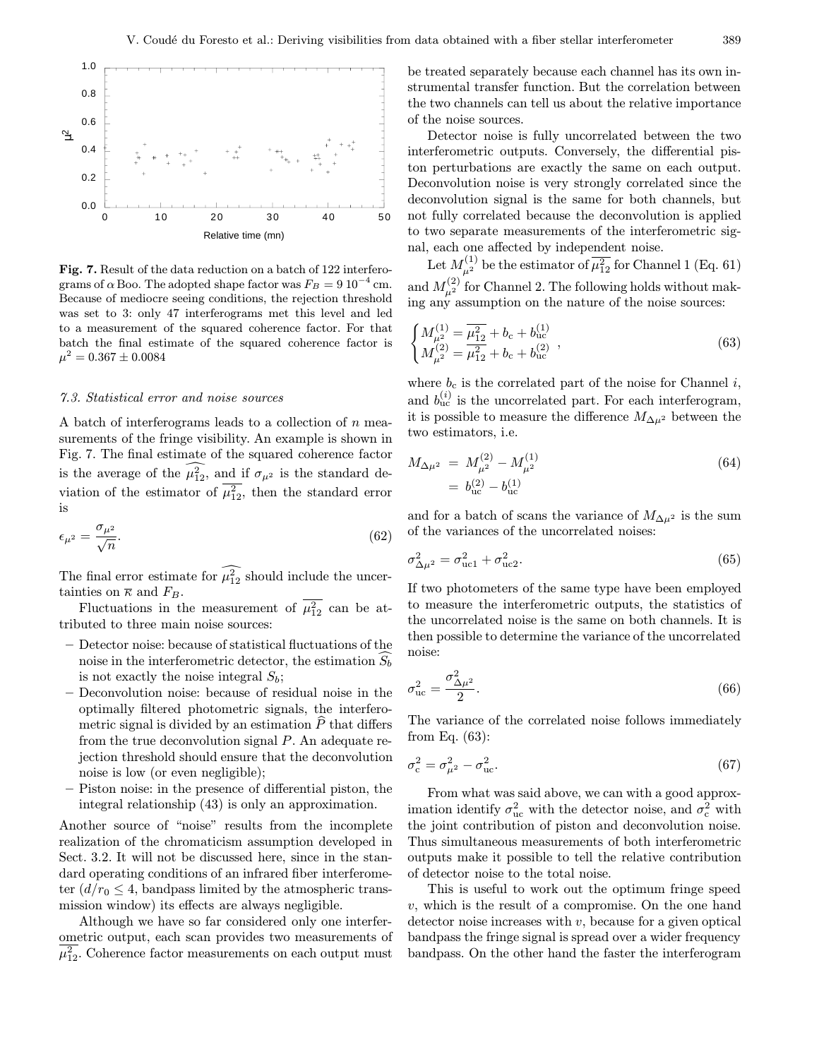**Fig. 7.** Result of the data reduction on a batch of 122 interferograms of $\alpha$ Boo. The adopted shape factor was $F_B = 9\,10^{-4}$ cm. Because of mediocre seeing conditions, the rejection threshold was set to 3: only 47 interferograms met this level and led to a measurement of the squared coherence factor. For that batch the final estimate of the squared coherence factor is $\mu^2 = 0.367 \pm 0.0084$

### 7.3. Statistical error and noise sources

A batch of interferograms leads to a collection of $n$ measurements of the fringe visibility. An example is shown in Fig. 7. The final estimate of the squared coherence factor is the average of the $\widehat{\mu_{12}^2}$, and if $\sigma_{\mu^2}$ is the standard deviation of the estimator of $\overline{\mu_{12}^2}$, then the standard error is

$$\epsilon_{\mu^2} = \frac{\sigma_{\mu^2}}{\sqrt{n}}. \tag{62}$$

The final error estimate for $\widehat{\mu_{12}^2}$ should include the uncertainties on $\overline{\kappa}$ and $F_B$.

Fluctuations in the measurement of $\overline{\mu_{12}^2}$ can be attributed to three main noise sources:

- Detector noise: because of statistical fluctuations of the noise in the interferometric detector, the estimation $\widehat{S_b}$ is not exactly the noise integral $S_b$;
- Deconvolution noise: because of residual noise in the optimally filtered photometric signals, the interferometric signal is divided by an estimation $\widehat{P}$ that differs from the true deconvolution signal $P$. An adequate rejection threshold should ensure that the deconvolution noise is low (or even negligible);
- Piston noise: in the presence of differential piston, the integral relationship (43) is only an approximation.

Another source of "noise" results from the incomplete realization of the chromaticism assumption developed in Sect. 3.2. It will not be discussed here, since in the standard operating conditions of an infrared fiber interferometer ($d/r_0 \leq 4$, bandpass limited by the atmospheric transmission window) its effects are always negligible.

Although we have so far considered only one interferometric output, each scan provides two measurements of $\overline{\mu_{12}^2}$. Coherence factor measurements on each output must be treated separately because each channel has its own instrumental transfer function. But the correlation between the two channels can tell us about the relative importance of the noise sources.

Detector noise is fully uncorrelated between the two interferometric outputs. Conversely, the differential piston perturbations are exactly the same on each output. Deconvolution noise is very strongly correlated since the deconvolution signal is the same for both channels, but not fully correlated because the deconvolution is applied to two separate measurements of the interferometric signal, each one affected by independent noise.

Let $M_{\mu^2}^{(1)}$ be the estimator of $\overline{\mu_{12}^2}$ for Channel 1 (Eq. 61) and $M_{\mu^2}^{(2)}$ for Channel 2. The following holds without making any assumption on the nature of the noise sources:

$$\begin{cases} M_{\mu^2}^{(1)} = \overline{\mu_{12}^2} + b_{\rm c} + b_{\rm uc}^{(1)} \\ M_{\mu^2}^{(2)} = \overline{\mu_{12}^2} + b_{\rm c} + b_{\rm uc}^{(2)} \end{cases}, \tag{63}$$

where $b_{\rm c}$ is the correlated part of the noise for Channel $i$, and $b_{\rm uc}^{(i)}$ is the uncorrelated part. For each interferogram, it is possible to measure the difference $M_{\Delta\mu^2}$ between the two estimators, i.e.

$$\begin{aligned} M_{\Delta\mu^2} &= M_{\mu^2}^{(2)} - M_{\mu^2}^{(1)} \\ &= b_{\rm uc}^{(2)} - b_{\rm uc}^{(1)} \end{aligned} \tag{64}$$

and for a batch of scans the variance of $M_{\Delta\mu^2}$ is the sum of the variances of the uncorrelated noises:

$$\sigma_{\Delta\mu^2}^2 = \sigma_{\rm uc1}^2 + \sigma_{\rm uc2}^2. \tag{65}$$

If two photometers of the same type have been employed to measure the interferometric outputs, the statistics of the uncorrelated noise is the same on both channels. It is then possible to determine the variance of the uncorrelated noise:

$$\sigma_{\rm uc}^2 = \frac{\sigma_{\Delta\mu^2}^2}{2}. \tag{66}$$

The variance of the correlated noise follows immediately from Eq. (63):

$$\sigma_{\rm c}^2 = \sigma_{\mu^2}^2 - \sigma_{\rm uc}^2. \tag{67}$$

From what was said above, we can with a good approximation identify $\sigma_{\rm uc}^2$ with the detector noise, and $\sigma_{\rm c}^2$ with the joint contribution of piston and deconvolution noise. Thus simultaneous measurements of both interferometric outputs make it possible to tell the relative contribution of detector noise to the total noise.

This is useful to work out the optimum fringe speed $v$, which is the result of a compromise. On the one hand detector noise increases with $v$, because for a given optical bandpass the fringe signal is spread over a wider frequency bandpass. On the other hand the faster the interferogram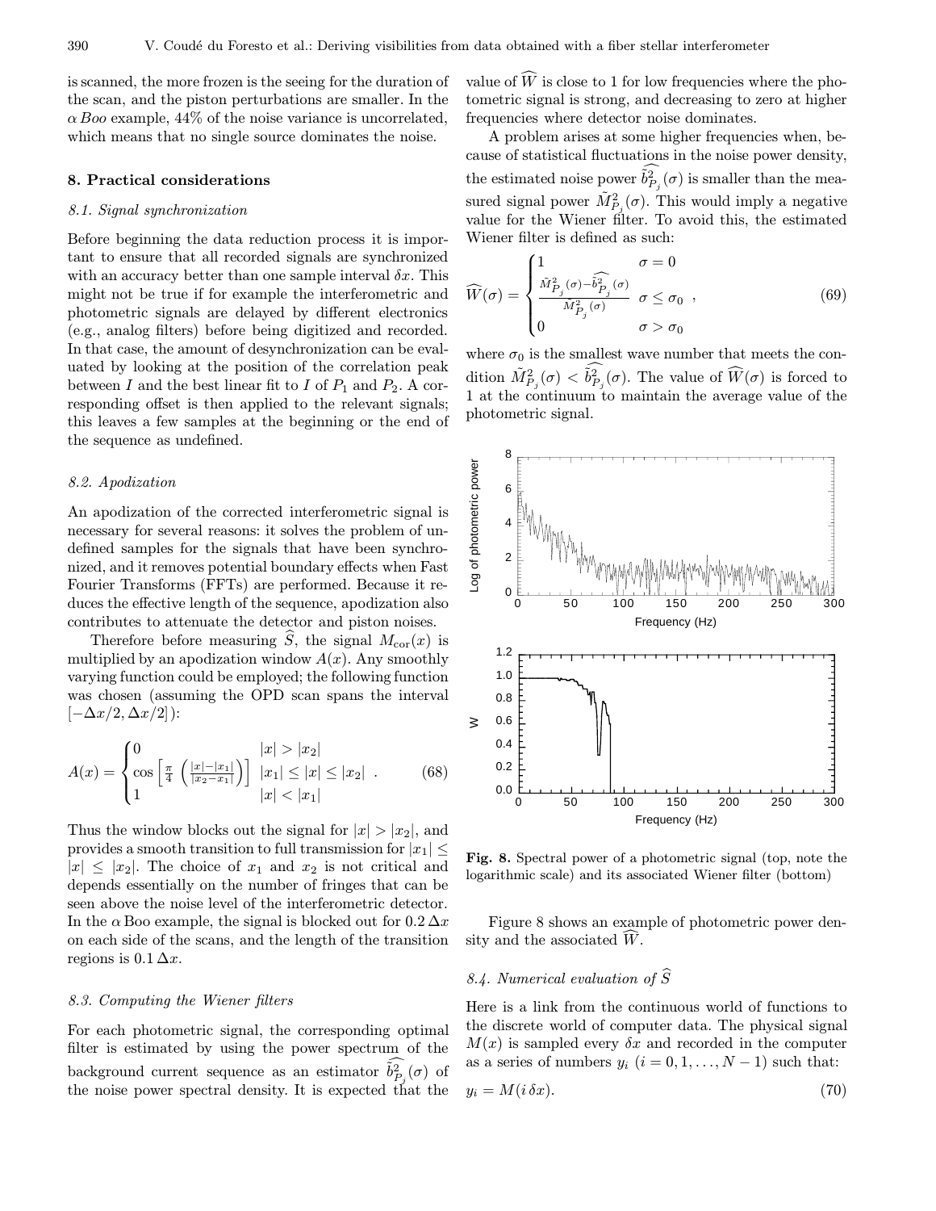is scanned, the more frozen is the seeing for the duration of the scan, and the piston perturbations are smaller. In the $\alpha$ *Boo* example, 44% of the noise variance is uncorrelated, which means that no single source dominates the noise.

## 8. Practical considerations

### 8.1. Signal synchronization

Before beginning the data reduction process it is important to ensure that all recorded signals are synchronized with an accuracy better than one sample interval $\delta x$. This might not be true if for example the interferometric and photometric signals are delayed by different electronics (e.g., analog filters) before being digitized and recorded. In that case, the amount of desynchronization can be evaluated by looking at the position of the correlation peak between $I$ and the best linear fit to $I$ of $P_1$ and $P_2$. A corresponding offset is then applied to the relevant signals; this leaves a few samples at the beginning or the end of the sequence as undefined.

### 8.2. Apodization

An apodization of the corrected interferometric signal is necessary for several reasons: it solves the problem of undefined samples for the signals that have been synchronized, and it removes potential boundary effects when Fast Fourier Transforms (FFTs) are performed. Because it reduces the effective length of the sequence, apodization also contributes to attenuate the detector and piston noises.

Therefore before measuring $\widehat{S}$, the signal $M_{\rm cor}(x)$ is multiplied by an apodization window $A(x)$. Any smoothly varying function could be employed; the following function was chosen (assuming the OPD scan spans the interval $[-\Delta x/2, \Delta x/2]$):

$$A(x) = \begin{cases} 0 & |x| > |x_2| \\ \cos\left[\frac{\pi}{4}\left(\frac{|x|-|x_1|}{|x_2-x_1|}\right)\right] & |x_1| \leq |x| \leq |x_2| \\ 1 & |x| < |x_1| \end{cases} . \tag{68}$$

Thus the window blocks out the signal for $|x| > |x_2|$, and provides a smooth transition to full transmission for $|x_1| \leq |x| \leq |x_2|$. The choice of $x_1$ and $x_2$ is not critical and depends essentially on the number of fringes that can be seen above the noise level of the interferometric detector. In the $\alpha$ Boo example, the signal is blocked out for $0.2\,\Delta x$ on each side of the scans, and the length of the transition regions is $0.1\,\Delta x$.

### 8.3. Computing the Wiener filters

For each photometric signal, the corresponding optimal filter is estimated by using the power spectrum of the background current sequence as an estimator $\widehat{\tilde{b}^2_{P_j}}(\sigma)$ of the noise power spectral density. It is expected that the value of $\widehat{W}$ is close to 1 for low frequencies where the photometric signal is strong, and decreasing to zero at higher frequencies where detector noise dominates.

A problem arises at some higher frequencies when, because of statistical fluctuations in the noise power density, the estimated noise power $\widehat{\tilde{b}^2_{P_j}}(\sigma)$ is smaller than the measured signal power $\tilde{M}^2_{P_j}(\sigma)$. This would imply a negative value for the Wiener filter. To avoid this, the estimated Wiener filter is defined as such:

$$\widehat{W}(\sigma) = \begin{cases} 1 & \sigma = 0 \\ \frac{\tilde{M}^2_{P_j}(\sigma) - \widehat{\tilde{b}^2_{P_j}}(\sigma)}{\tilde{M}^2_{P_j}(\sigma)} & \sigma \leq \sigma_0 \\ 0 & \sigma > \sigma_0 \end{cases} , \tag{69}$$

where $\sigma_0$ is the smallest wave number that meets the condition $\tilde{M}^2_{P_j}(\sigma) < \widehat{\tilde{b}^2_{P_j}}(\sigma)$. The value of $\widehat{W}(\sigma)$ is forced to 1 at the continuum to maintain the average value of the photometric signal.

**Fig. 8.** Spectral power of a photometric signal (top, note the logarithmic scale) and its associated Wiener filter (bottom)

Figure 8 shows an example of photometric power density and the associated $\widehat{W}$.

### 8.4. Numerical evaluation of $\widehat{S}$

Here is a link from the continuous world of functions to the discrete world of computer data. The physical signal $M(x)$ is sampled every $\delta x$ and recorded in the computer as a series of numbers $y_i$ $(i = 0, 1, \ldots, N-1)$ such that:

$$y_i = M(i\,\delta x). \tag{70}$$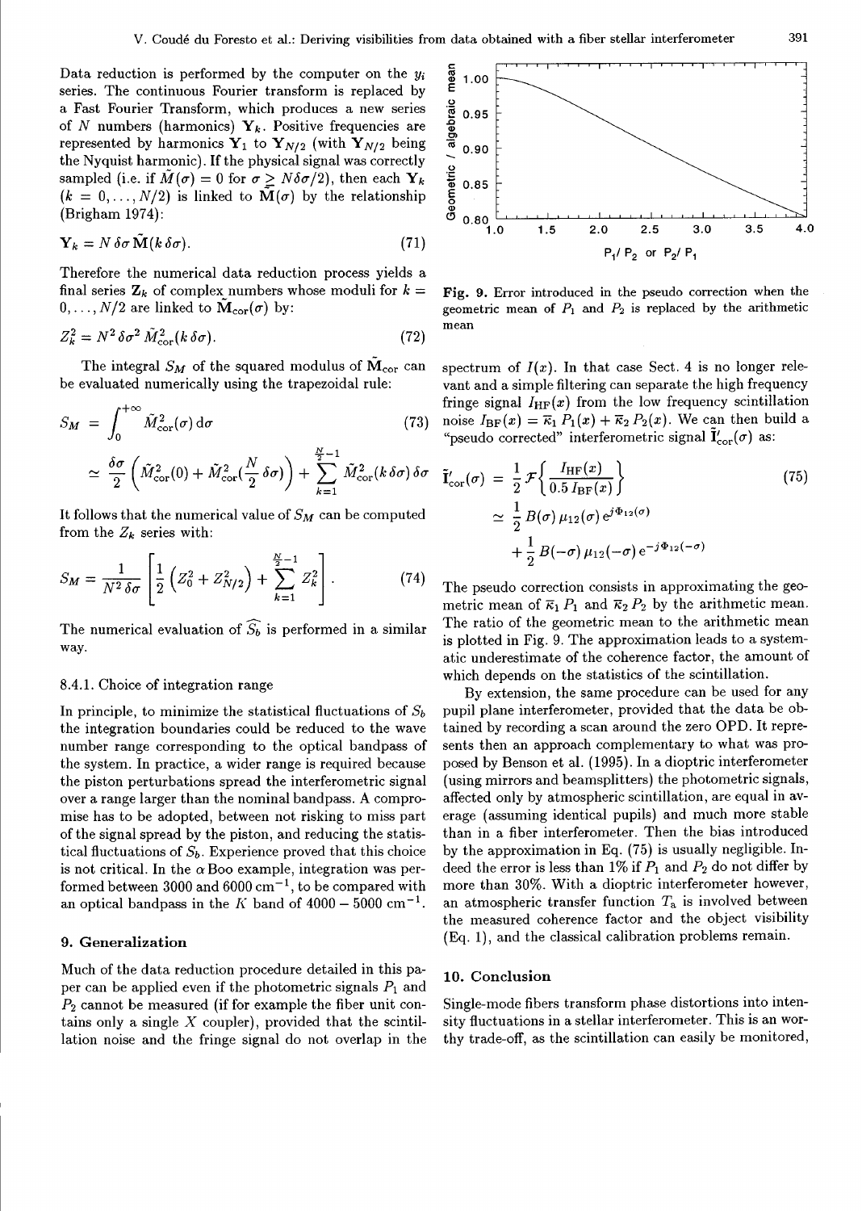Data reduction is performed by the computer on the $y_i$ series. The continuous Fourier transform is replaced by a Fast Fourier Transform, which produces a new series of $N$ numbers (harmonics) $\mathbf{Y}_k$. Positive frequencies are represented by harmonics $\mathbf{Y}_1$ to $\mathbf{Y}_{N/2}$ (with $\mathbf{Y}_{N/2}$ being the Nyquist harmonic). If the physical signal was correctly sampled (i.e. if $\tilde{M}(\sigma) = 0$ for $\sigma \geq N\delta\sigma/2$), then each $\mathbf{Y}_k$ ($k = 0, \ldots, N/2$) is linked to $\tilde{\mathbf{M}}(\sigma)$ by the relationship (Brigham 1974):

$$\mathbf{Y}_k = N\,\delta\sigma\,\tilde{\mathbf{M}}(k\,\delta\sigma). \tag{71}$$

Therefore the numerical data reduction process yields a final series $\mathbf{Z}_k$ of complex numbers whose moduli for $k = 0, \ldots, N/2$ are linked to $\tilde{\mathbf{M}}_{\mathrm{cor}}(\sigma)$ by:

$$Z_k^2 = N^2\,\delta\sigma^2\,\tilde{M}_{\mathrm{cor}}^2(k\,\delta\sigma). \tag{72}$$

The integral $S_M$ of the squared modulus of $\tilde{\mathbf{M}}_{\mathrm{cor}}$ can be evaluated numerically using the trapezoidal rule:

$$\begin{aligned} S_M &= \int_0^{+\infty} \tilde{M}_{\mathrm{cor}}^2(\sigma)\,\mathrm{d}\sigma \\ &\simeq \frac{\delta\sigma}{2}\left(\tilde{M}_{\mathrm{cor}}^2(0) + \tilde{M}_{\mathrm{cor}}^2(\frac{N}{2}\,\delta\sigma)\right) + \sum_{k=1}^{\frac{N}{2}-1} \tilde{M}_{\mathrm{cor}}^2(k\,\delta\sigma)\,\delta\sigma \end{aligned} \tag{73}$$

It follows that the numerical value of $S_M$ can be computed from the $Z_k$ series with:

$$S_M = \frac{1}{N^2\,\delta\sigma}\left[\frac{1}{2}\left(Z_0^2 + Z_{N/2}^2\right) + \sum_{k=1}^{\frac{N}{2}-1} Z_k^2\right]. \tag{74}$$

The numerical evaluation of $\widehat{S_b}$ is performed in a similar way.

#### 8.4.1. Choice of integration range

In principle, to minimize the statistical fluctuations of $S_b$ the integration boundaries could be reduced to the wave number range corresponding to the optical bandpass of the system. In practice, a wider range is required because the piston perturbations spread the interferometric signal over a range larger than the nominal bandpass. A compromise has to be adopted, between not risking to miss part of the signal spread by the piston, and reducing the statistical fluctuations of $S_b$. Experience proved that this choice is not critical. In the $\alpha$ Boo example, integration was performed between 3000 and 6000 $\mathrm{cm}^{-1}$, to be compared with an optical bandpass in the $K$ band of $4000 - 5000\ \mathrm{cm}^{-1}$.

## 9. Generalization

Much of the data reduction procedure detailed in this paper can be applied even if the photometric signals $P_1$ and $P_2$ cannot be measured (if for example the fiber unit contains only a single $X$ coupler), provided that the scintillation noise and the fringe signal do not overlap in the spectrum of $I(x)$. In that case Sect. 4 is no longer relevant and a simple filtering can separate the high frequency fringe signal $I_{\mathrm{HF}}(x)$ from the low frequency scintillation noise $I_{\mathrm{BF}}(x) = \overline{\kappa}_1\,P_1(x) + \overline{\kappa}_2\,P_2(x)$. We can then build a "pseudo corrected" interferometric signal $\tilde{\mathbf{I}}'_{\mathrm{cor}}(\sigma)$ as:

$$\begin{aligned} \tilde{\mathbf{I}}'_{\mathrm{cor}}(\sigma) &= \frac{1}{2}\,\mathcal{F}\left\{\frac{I_{\mathrm{HF}}(x)}{0.5\,I_{\mathrm{BF}}(x)}\right\} \\ &\simeq \frac{1}{2}\,B(\sigma)\,\mu_{12}(\sigma)\,\mathrm{e}^{j\Phi_{12}(\sigma)} \\ &\quad + \frac{1}{2}\,B(-\sigma)\,\mu_{12}(-\sigma)\,\mathrm{e}^{-j\Phi_{12}(-\sigma)} \end{aligned} \tag{75}$$

The pseudo correction consists in approximating the geometric mean of $\overline{\kappa}_1\,P_1$ and $\overline{\kappa}_2\,P_2$ by the arithmetic mean. The ratio of the geometric mean to the arithmetic mean is plotted in Fig. 9. The approximation leads to a systematic underestimate of the coherence factor, the amount of which depends on the statistics of the scintillation.

By extension, the same procedure can be used for any pupil plane interferometer, provided that the data be obtained by recording a scan around the zero OPD. It represents then an approach complementary to what was proposed by Benson et al. (1995). In a dioptric interferometer (using mirrors and beamsplitters) the photometric signals, affected only by atmospheric scintillation, are equal in average (assuming identical pupils) and much more stable than in a fiber interferometer. Then the bias introduced by the approximation in Eq. (75) is usually negligible. Indeed the error is less than 1% if $P_1$ and $P_2$ do not differ by more than 30%. With a dioptric interferometer however, an atmospheric transfer function $T_{\mathrm{a}}$ is involved between the measured coherence factor and the object visibility (Eq. 1), and the classical calibration problems remain.

**Fig. 9.** Error introduced in the pseudo correction when the geometric mean of $P_1$ and $P_2$ is replaced by the arithmetic mean

## 10. Conclusion

Single-mode fibers transform phase distortions into intensity fluctuations in a stellar interferometer. This is an worthy trade-off, as the scintillation can easily be monitored,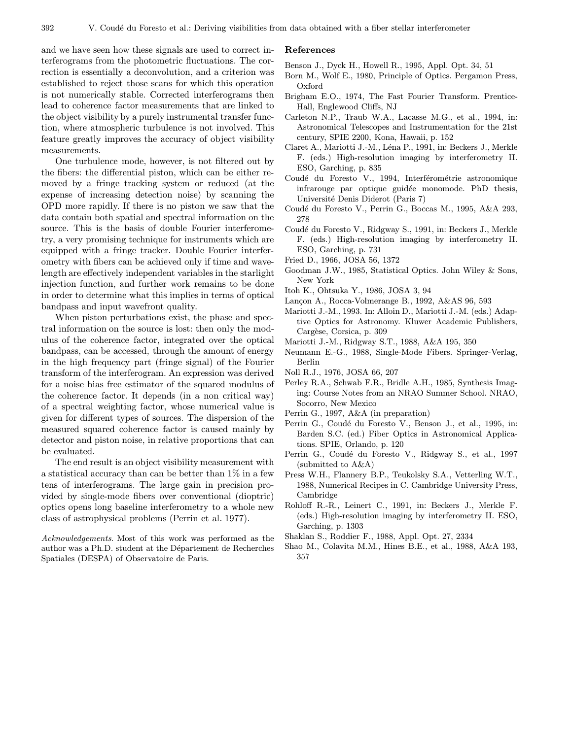and we have seen how these signals are used to correct interferograms from the photometric fluctuations. The correction is essentially a deconvolution, and a criterion was established to reject those scans for which this operation is not numerically stable. Corrected interferograms then lead to coherence factor measurements that are linked to the object visibility by a purely instrumental transfer function, where atmospheric turbulence is not involved. This feature greatly improves the accuracy of object visibility measurements.

One turbulence mode, however, is not filtered out by the fibers: the differential piston, which can be either removed by a fringe tracking system or reduced (at the expense of increasing detection noise) by scanning the OPD more rapidly. If there is no piston we saw that the data contain both spatial and spectral information on the source. This is the basis of double Fourier interferometry, a very promising technique for instruments which are equipped with a fringe tracker. Double Fourier interferometry with fibers can be achieved only if time and wavelength are effectively independent variables in the starlight injection function, and further work remains to be done in order to determine what this implies in terms of optical bandpass and input wavefront quality.

When piston perturbations exist, the phase and spectral information on the source is lost: then only the modulus of the coherence factor, integrated over the optical bandpass, can be accessed, through the amount of energy in the high frequency part (fringe signal) of the Fourier transform of the interferogram. An expression was derived for a noise bias free estimator of the squared modulus of the coherence factor. It depends (in a non critical way) of a spectral weighting factor, whose numerical value is given for different types of sources. The dispersion of the measured squared coherence factor is caused mainly by detector and piston noise, in relative proportions that can be evaluated.

The end result is an object visibility measurement with a statistical accuracy than can be better than 1% in a few tens of interferograms. The large gain in precision provided by single-mode fibers over conventional (dioptric) optics opens long baseline interferometry to a whole new class of astrophysical problems (Perrin et al. 1977).

*Acknowledgements.* Most of this work was performed as the author was a Ph.D. student at the Département de Recherches Spatiales (DESPA) of Observatoire de Paris.

## References

Benson J., Dyck H., Howell R., 1995, Appl. Opt. 34, 51

Born M., Wolf E., 1980, Principle of Optics. Pergamon Press, Oxford

Brigham E.O., 1974, The Fast Fourier Transform. Prentice-Hall, Englewood Cliffs, NJ

Carleton N.P., Traub W.A., Lacasse M.G., et al., 1994, in: Astronomical Telescopes and Instrumentation for the 21st century, SPIE 2200, Kona, Hawaii, p. 152

Claret A., Mariotti J.-M., Léna P., 1991, in: Beckers J., Merkle F. (eds.) High-resolution imaging by interferometry II. ESO, Garching, p. 835

Coudé du Foresto V., 1994, Interférométrie astronomique infrarouge par optique guidée monomode. PhD thesis, Université Denis Diderot (Paris 7)

Coudé du Foresto V., Perrin G., Boccas M., 1995, A&A 293, 278

Coudé du Foresto V., Ridgway S., 1991, in: Beckers J., Merkle F. (eds.) High-resolution imaging by interferometry II. ESO, Garching, p. 731

Fried D., 1966, JOSA 56, 1372

Goodman J.W., 1985, Statistical Optics. John Wiley & Sons, New York

Itoh K., Ohtsuka Y., 1986, JOSA 3, 94

Lançon A., Rocca-Volmerange B., 1992, A&AS 96, 593

Mariotti J.-M., 1993. In: Alloin D., Mariotti J.-M. (eds.) Adaptive Optics for Astronomy. Kluwer Academic Publishers, Cargèse, Corsica, p. 309

Mariotti J.-M., Ridgway S.T., 1988, A&A 195, 350

Neumann E.-G., 1988, Single-Mode Fibers. Springer-Verlag, Berlin

Noll R.J., 1976, JOSA 66, 207

Perley R.A., Schwab F.R., Bridle A.H., 1985, Synthesis Imaging: Course Notes from an NRAO Summer School. NRAO, Socorro, New Mexico

Perrin G., 1997, A&A (in preparation)

Perrin G., Coudé du Foresto V., Benson J., et al., 1995, in: Barden S.C. (ed.) Fiber Optics in Astronomical Applications. SPIE, Orlando, p. 120

Perrin G., Coudé du Foresto V., Ridgway S., et al., 1997 (submitted to A&A)

Press W.H., Flannery B.P., Teukolsky S.A., Vetterling W.T., 1988, Numerical Recipes in C. Cambridge University Press, Cambridge

Rohloff R.-R., Leinert C., 1991, in: Beckers J., Merkle F. (eds.) High-resolution imaging by interferometry II. ESO, Garching, p. 1303

Shaklan S., Roddier F., 1988, Appl. Opt. 27, 2334

Shao M., Colavita M.M., Hines B.E., et al., 1988, A&A 193, 357